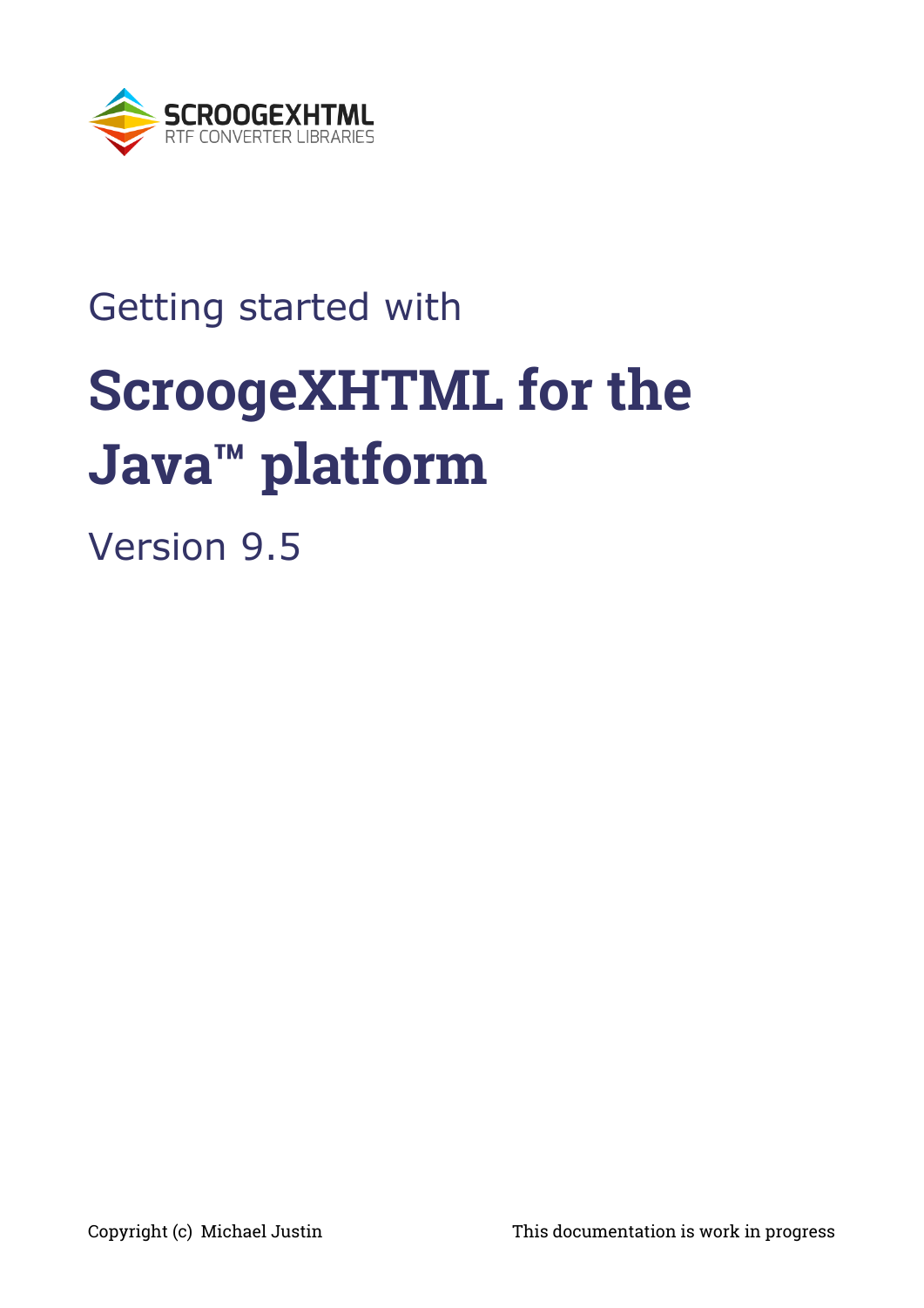SCROOGEXHTML
RTF CONVERTER LIBRARIES

Getting started with

# ScroogeXHTML for the Java™ platform

Version 9.5

Copyright (c) Michael Justin

This documentation is work in progress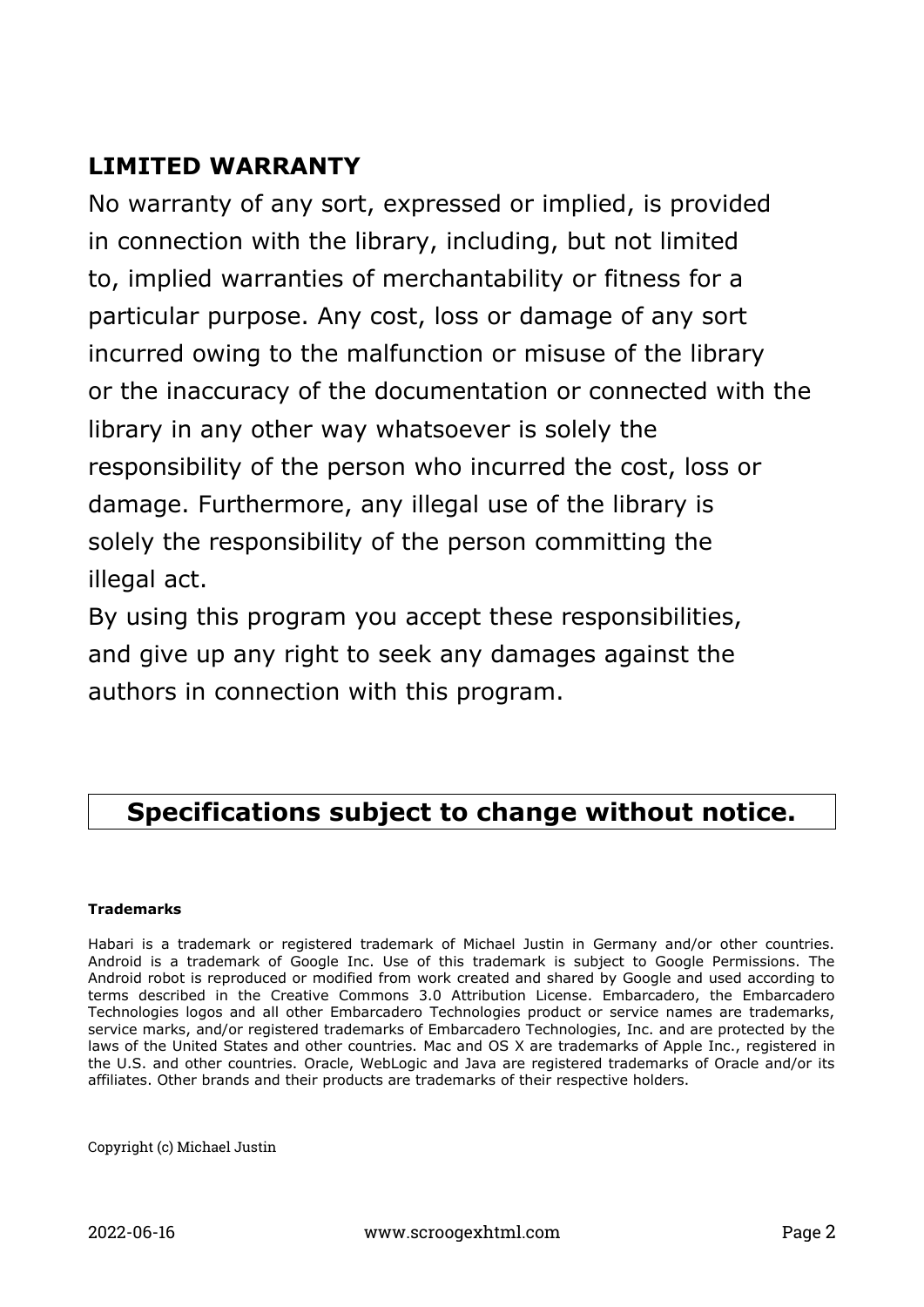## LIMITED WARRANTY

No warranty of any sort, expressed or implied, is provided in connection with the library, including, but not limited to, implied warranties of merchantability or fitness for a particular purpose. Any cost, loss or damage of any sort incurred owing to the malfunction or misuse of the library or the inaccuracy of the documentation or connected with the library in any other way whatsoever is solely the responsibility of the person who incurred the cost, loss or damage. Furthermore, any illegal use of the library is solely the responsibility of the person committing the illegal act.

By using this program you accept these responsibilities, and give up any right to seek any damages against the authors in connection with this program.

**Specifications subject to change without notice.**

**Trademarks**

Habari is a trademark or registered trademark of Michael Justin in Germany and/or other countries. Android is a trademark of Google Inc. Use of this trademark is subject to Google Permissions. The Android robot is reproduced or modified from work created and shared by Google and used according to terms described in the Creative Commons 3.0 Attribution License. Embarcadero, the Embarcadero Technologies logos and all other Embarcadero Technologies product or service names are trademarks, service marks, and/or registered trademarks of Embarcadero Technologies, Inc. and are protected by the laws of the United States and other countries. Mac and OS X are trademarks of Apple Inc., registered in the U.S. and other countries. Oracle, WebLogic and Java are registered trademarks of Oracle and/or its affiliates. Other brands and their products are trademarks of their respective holders.

Copyright (c) Michael Justin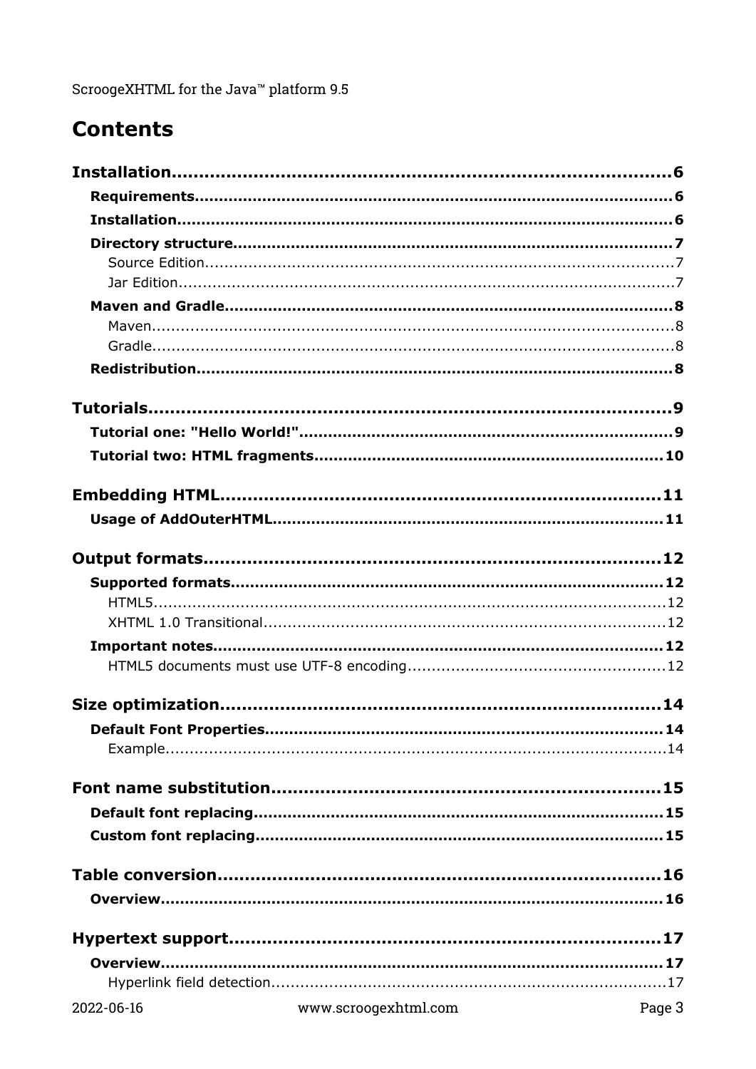# Contents

**Installation**......................................................................................6

- **Requirements**......................................................................................6
- **Installation**......................................................................................6
- **Directory structure**......................................................................................7
  - Source Edition......................................................................................7
  - Jar Edition......................................................................................7
- **Maven and Gradle**......................................................................................8
  - Maven......................................................................................8
  - Gradle......................................................................................8
- **Redistribution**......................................................................................8

**Tutorials**......................................................................................9

- **Tutorial one: "Hello World!"**......................................................................................9
- **Tutorial two: HTML fragments**......................................................................................10

**Embedding HTML**......................................................................................11

- **Usage of AddOuterHTML**......................................................................................11

**Output formats**......................................................................................12

- **Supported formats**......................................................................................12
  - HTML5......................................................................................12
  - XHTML 1.0 Transitional......................................................................................12
- **Important notes**......................................................................................12
  - HTML5 documents must use UTF-8 encoding......................................................................................12

**Size optimization**......................................................................................14

- **Default Font Properties**......................................................................................14
  - Example......................................................................................14

**Font name substitution**......................................................................................15

- **Default font replacing**......................................................................................15
- **Custom font replacing**......................................................................................15

**Table conversion**......................................................................................16

- **Overview**......................................................................................16

**Hypertext support**......................................................................................17

- **Overview**......................................................................................17
  - Hyperlink field detection......................................................................................17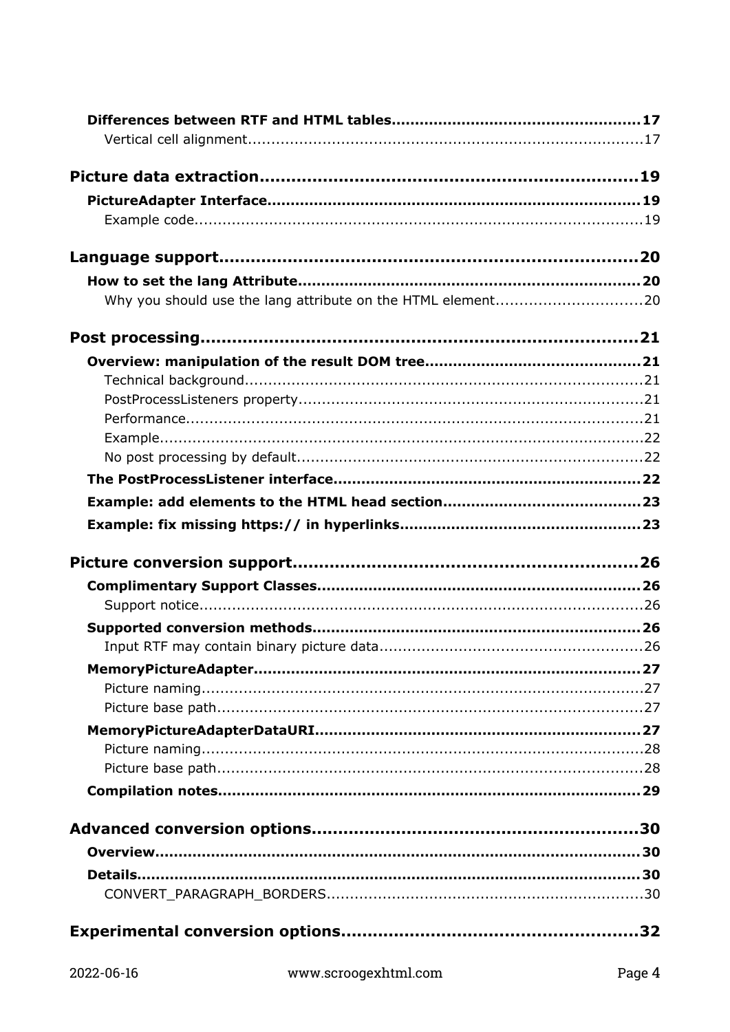**Differences between RTF and HTML tables**....................................................17

Vertical cell alignment....................................................................................17

**Picture data extraction**.......................................................................19

**PictureAdapter Interface**...............................................................................19

Example code...............................................................................................19

**Language support**..............................................................................20

**How to set the lang Attribute**........................................................................20

Why you should use the lang attribute on the HTML element...............................20

**Post processing**..................................................................................21

**Overview: manipulation of the result DOM tree**.............................................21

Technical background.....................................................................................21

PostProcessListeners property.........................................................................21

Performance..................................................................................................21

Example.......................................................................................................22

No post processing by default..........................................................................22

**The PostProcessListener interface**.................................................................22

**Example: add elements to the HTML head section**.........................................23

**Example: fix missing https:// in hyperlinks**..................................................23

**Picture conversion support**................................................................26

**Complimentary Support Classes**....................................................................26

Support notice...............................................................................................26

**Supported conversion methods**.....................................................................26

Input RTF may contain binary picture data........................................................26

**MemoryPictureAdapter**.................................................................................27

Picture naming..............................................................................................27

Picture base path...........................................................................................27

**MemoryPictureAdapterDataURI**.....................................................................27

Picture naming..............................................................................................28

Picture base path...........................................................................................28

**Compilation notes**.........................................................................................29

**Advanced conversion options**.............................................................30

**Overview**.......................................................................................................30

**Details**..........................................................................................................30

CONVERT_PARAGRAPH_BORDERS...................................................................30

**Experimental conversion options**.......................................................32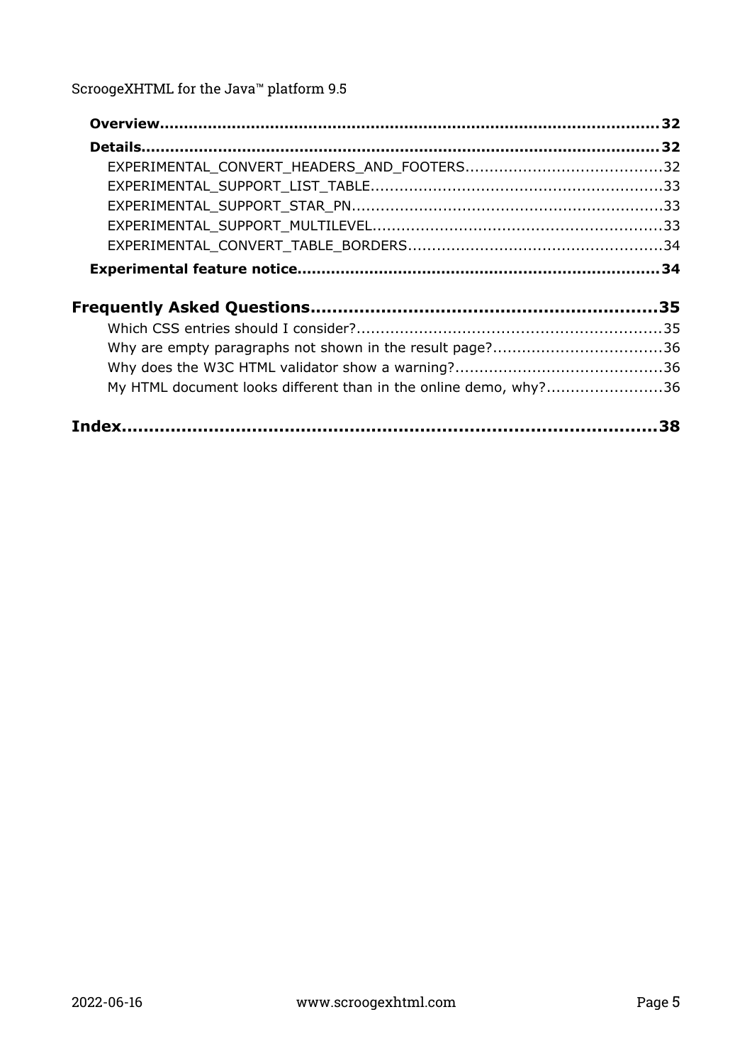**Overview**......................................................................................................**32**

**Details**..........................................................................................................**32**

EXPERIMENTAL_CONVERT_HEADERS_AND_FOOTERS........................................32

EXPERIMENTAL_SUPPORT_LIST_TABLE...........................................................33

EXPERIMENTAL_SUPPORT_STAR_PN................................................................33

EXPERIMENTAL_SUPPORT_MULTILEVEL...........................................................33

EXPERIMENTAL_CONVERT_TABLE_BORDERS....................................................34

**Experimental feature notice**........................................................................**34**

**Frequently Asked Questions**..............................................................**35**

Which CSS entries should I consider?...............................................................35

Why are empty paragraphs not shown in the result page?..................................36

Why does the W3C HTML validator show a warning?...........................................36

My HTML document looks different than in the online demo, why?........................36

**Index**.................................................................................................**38**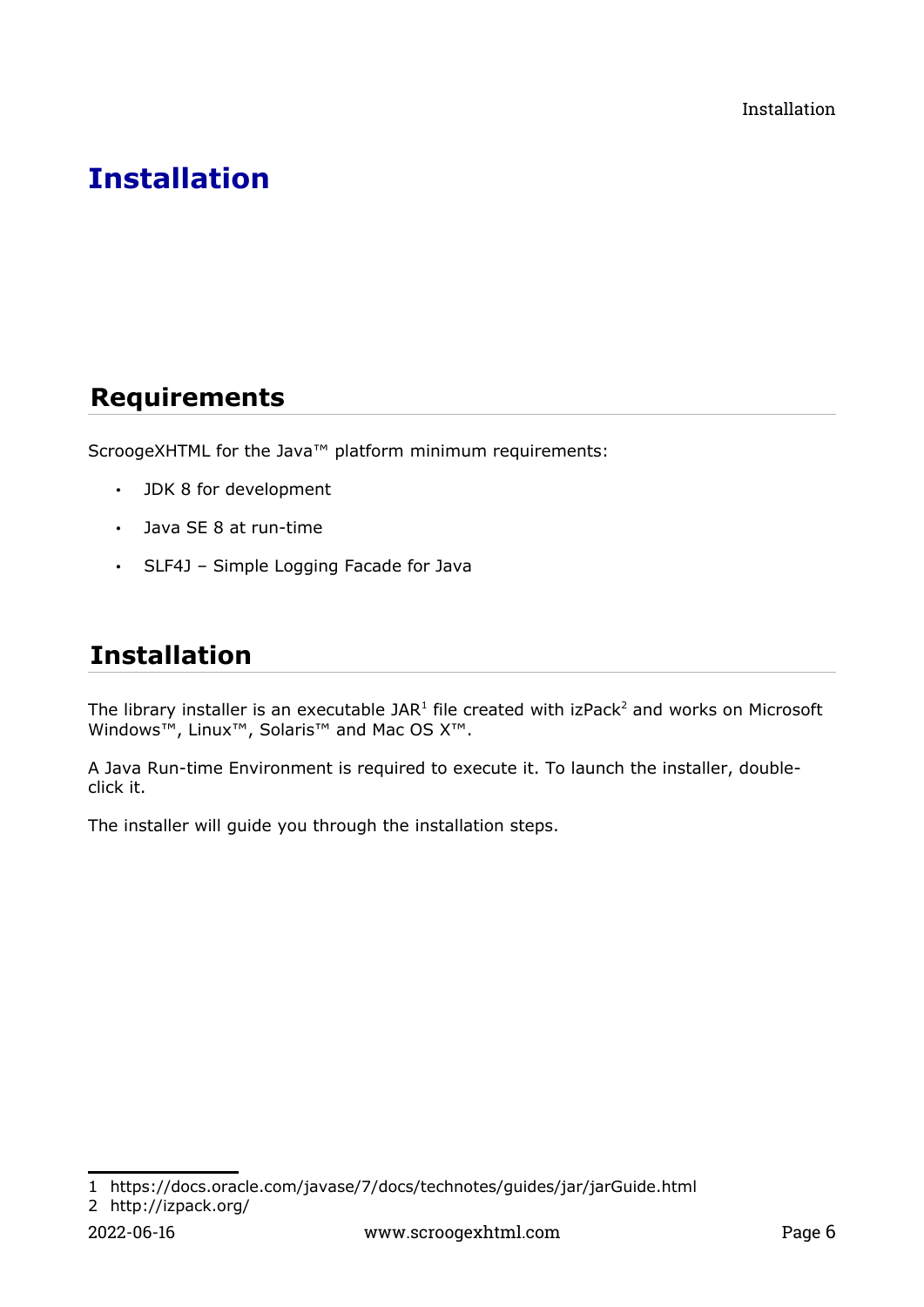# Installation

## Requirements

ScroogeXHTML for the Java™ platform minimum requirements:

- JDK 8 for development
- Java SE 8 at run-time
- SLF4J – Simple Logging Facade for Java

## Installation

The library installer is an executable JAR[1] file created with izPack[2] and works on Microsoft Windows™, Linux™, Solaris™ and Mac OS X™.

A Java Run-time Environment is required to execute it. To launch the installer, double-click it.

The installer will guide you through the installation steps.

1 https://docs.oracle.com/javase/7/docs/technotes/guides/jar/jarGuide.html

2 http://izpack.org/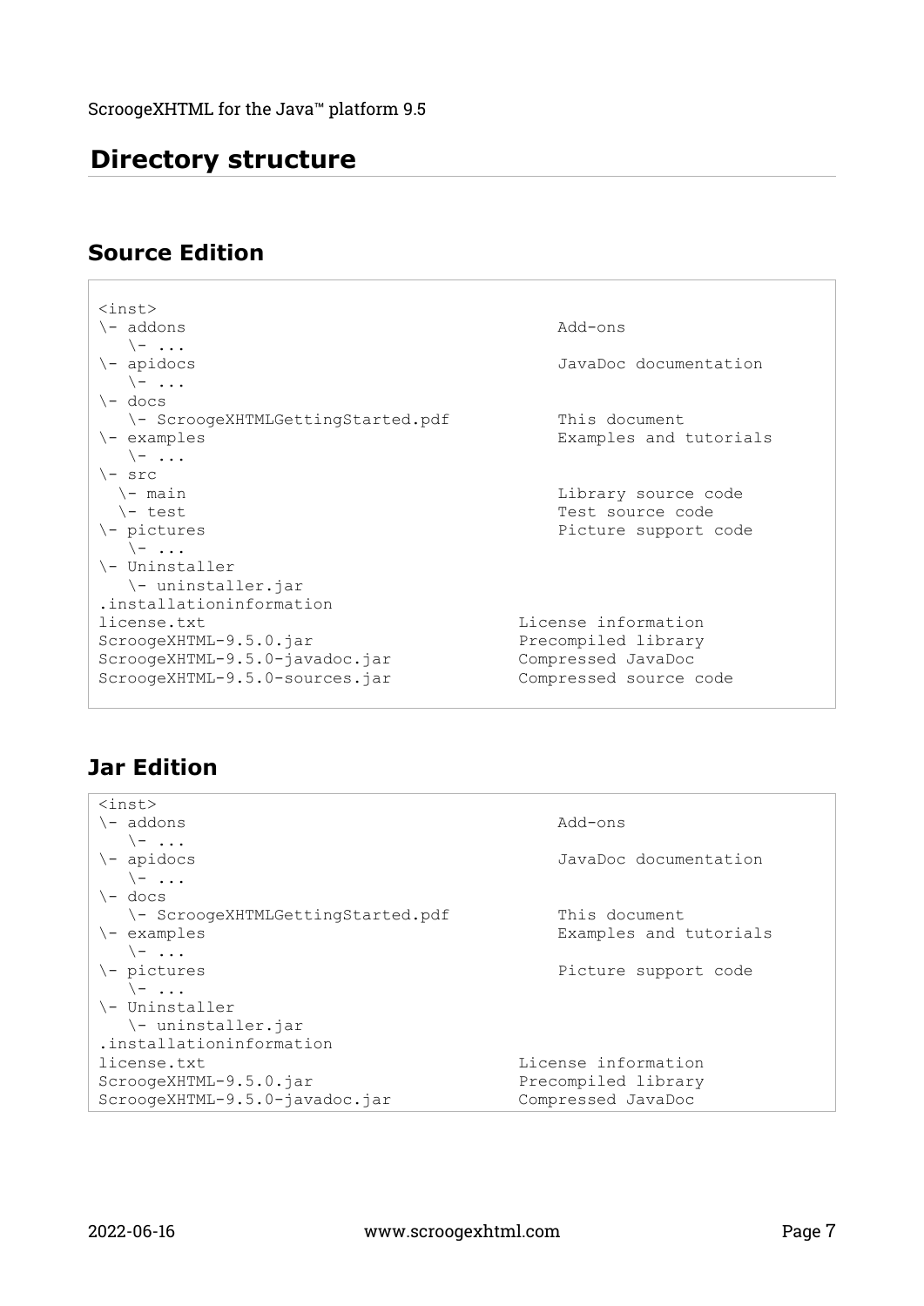# Directory structure

## Source Edition

```
<inst>
\- addons                                          Add-ons
   \- ...
\- apidocs                                         JavaDoc documentation
   \- ...
\- docs
   \- ScroogeXHTMLGettingStarted.pdf               This document
\- examples                                        Examples and tutorials
   \- ...
\- src
  \- main                                          Library source code
  \- test                                          Test source code
\- pictures                                        Picture support code
   \- ...
\- Uninstaller
   \- uninstaller.jar
.installationinformation
license.txt                                    License information
ScroogeXHTML-9.5.0.jar                         Precompiled library
ScroogeXHTML-9.5.0-javadoc.jar                 Compressed JavaDoc
ScroogeXHTML-9.5.0-sources.jar                 Compressed source code
```

## Jar Edition

```
<inst>
\- addons                                          Add-ons
   \- ...
\- apidocs                                         JavaDoc documentation
   \- ...
\- docs
   \- ScroogeXHTMLGettingStarted.pdf               This document
\- examples                                        Examples and tutorials
   \- ...
\- pictures                                        Picture support code
   \- ...
\- Uninstaller
   \- uninstaller.jar
.installationinformation
license.txt                                    License information
ScroogeXHTML-9.5.0.jar                         Precompiled library
ScroogeXHTML-9.5.0-javadoc.jar                 Compressed JavaDoc
```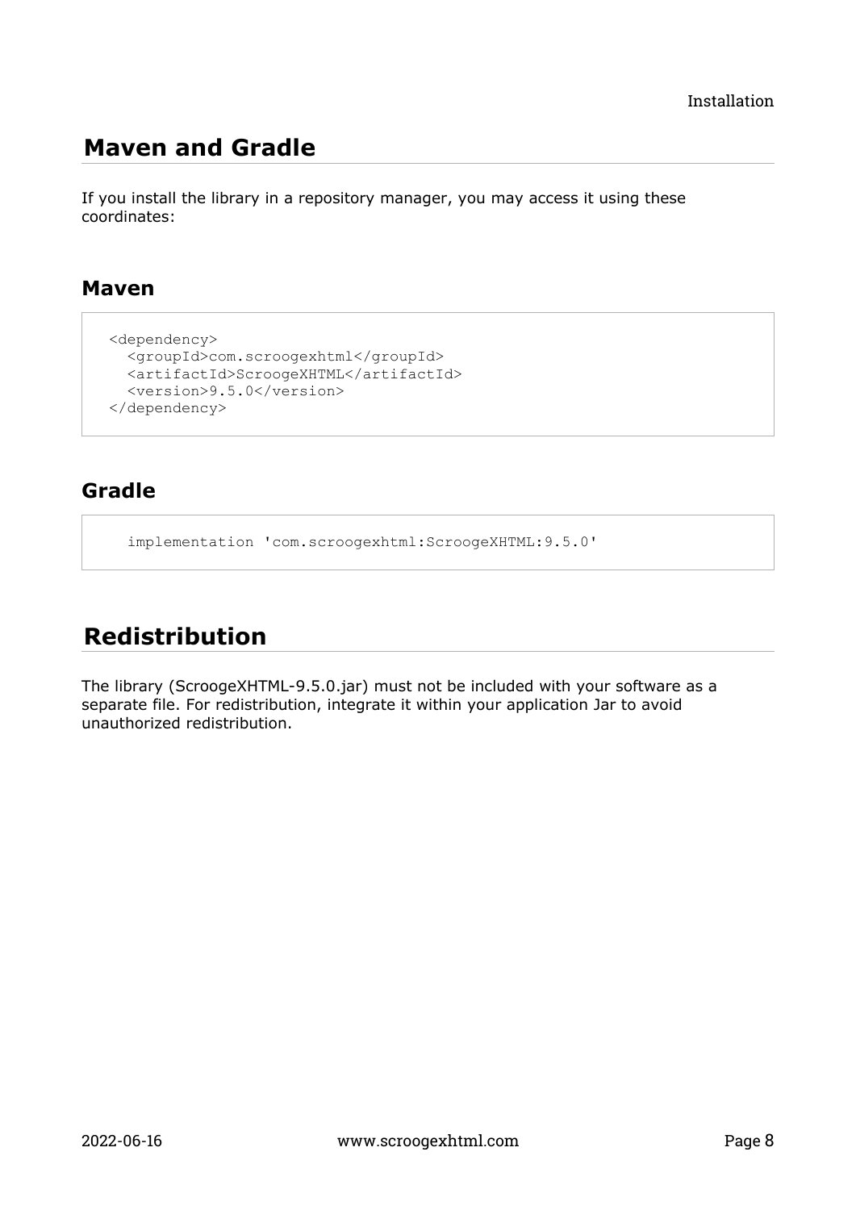## Maven and Gradle

If you install the library in a repository manager, you may access it using these coordinates:

### Maven

```
<dependency>
  <groupId>com.scroogexhtml</groupId>
  <artifactId>ScroogeXHTML</artifactId>
  <version>9.5.0</version>
</dependency>
```

### Gradle

```
implementation 'com.scroogexhtml:ScroogeXHTML:9.5.0'
```

## Redistribution

The library (ScroogeXHTML-9.5.0.jar) must not be included with your software as a separate file. For redistribution, integrate it within your application Jar to avoid unauthorized redistribution.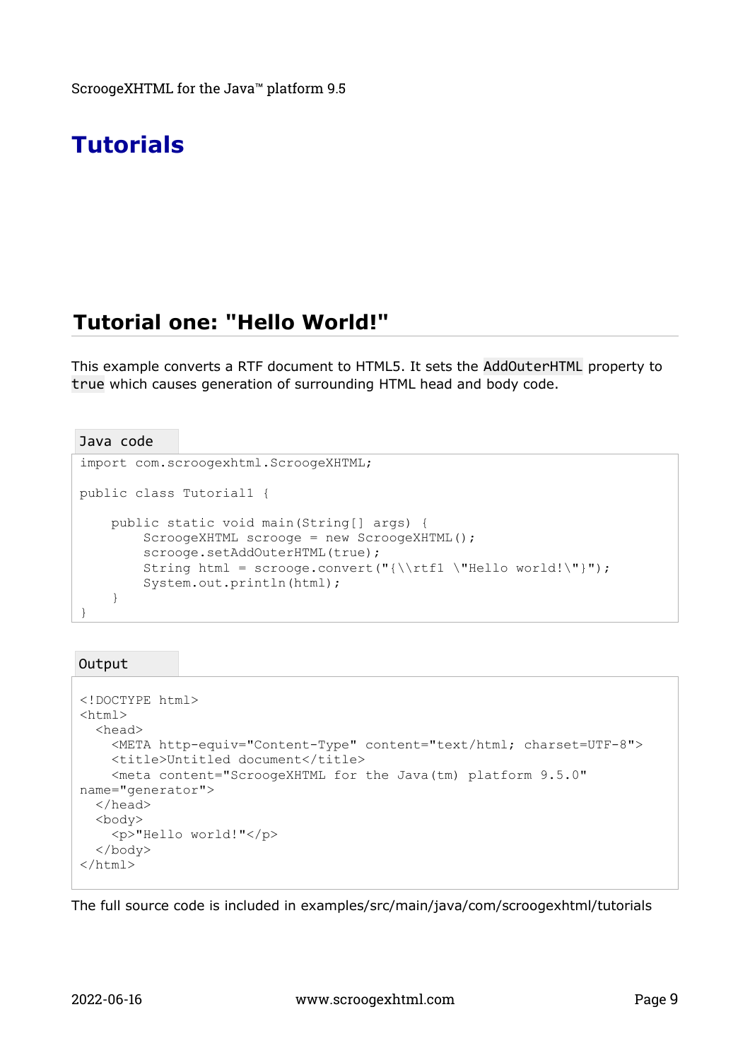# Tutorials

## Tutorial one: "Hello World!"

This example converts a RTF document to HTML5. It sets the `AddOuterHTML` property to `true` which causes generation of surrounding HTML head and body code.

Java code

```
import com.scroogexhtml.ScroogeXHTML;

public class Tutorial1 {

    public static void main(String[] args) {
        ScroogeXHTML scrooge = new ScroogeXHTML();
        scrooge.setAddOuterHTML(true);
        String html = scrooge.convert("{\\rtf1 \"Hello world!\"}");
        System.out.println(html);
    }
}
```

Output

```
<!DOCTYPE html>
<html>
  <head>
    <META http-equiv="Content-Type" content="text/html; charset=UTF-8">
    <title>Untitled document</title>
    <meta content="ScroogeXHTML for the Java(tm) platform 9.5.0"
name="generator">
  </head>
  <body>
    <p>"Hello world!"</p>
  </body>
</html>
```

The full source code is included in examples/src/main/java/com/scroogexhtml/tutorials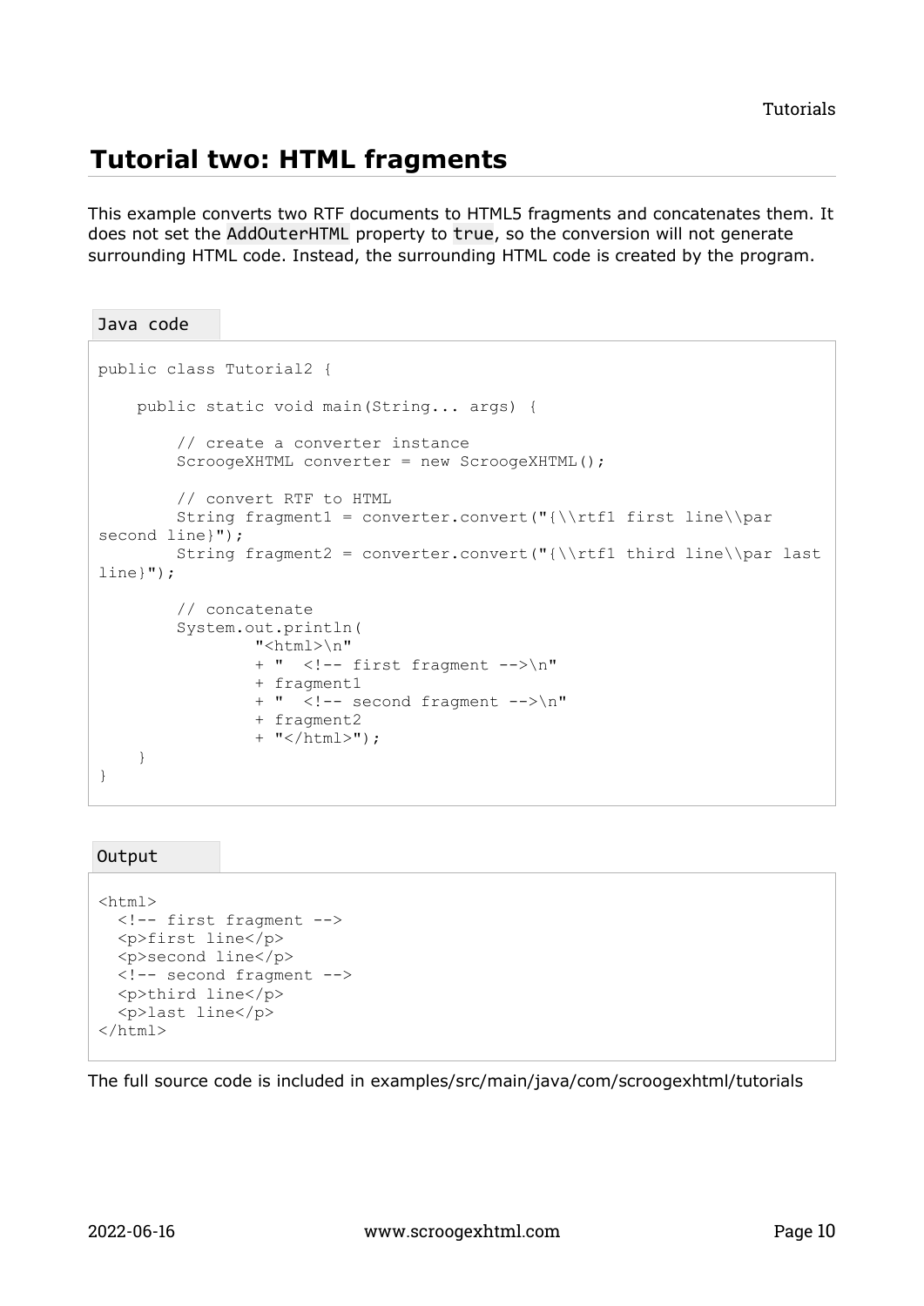## Tutorial two: HTML fragments

This example converts two RTF documents to HTML5 fragments and concatenates them. It does not set the `AddOuterHTML` property to `true`, so the conversion will not generate surrounding HTML code. Instead, the surrounding HTML code is created by the program.

Java code

```
public class Tutorial2 {

    public static void main(String... args) {

        // create a converter instance
        ScroogeXHTML converter = new ScroogeXHTML();

        // convert RTF to HTML
        String fragment1 = converter.convert("{\\rtf1 first line\\par
second line}");
        String fragment2 = converter.convert("{\\rtf1 third line\\par last
line}");

        // concatenate
        System.out.println(
                "<html>\n"
                + "  <!-- first fragment -->\n"
                + fragment1
                + "  <!-- second fragment -->\n"
                + fragment2
                + "</html>");
    }
}
```

Output

```
<html>
  <!-- first fragment -->
  <p>first line</p>
  <p>second line</p>
  <!-- second fragment -->
  <p>third line</p>
  <p>last line</p>
</html>
```

The full source code is included in examples/src/main/java/com/scroogexhtml/tutorials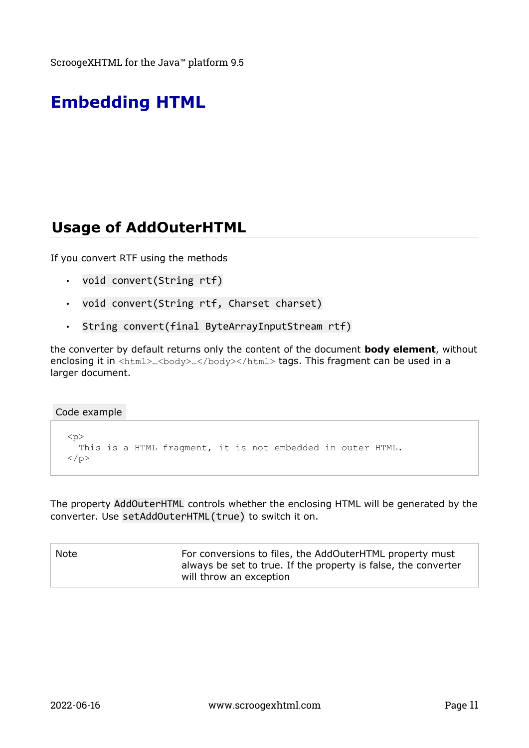# Embedding HTML

## Usage of AddOuterHTML

If you convert RTF using the methods

- `void convert(String rtf)`
- `void convert(String rtf, Charset charset)`
- `String convert(final ByteArrayInputStream rtf)`

the converter by default returns only the content of the document **body element**, without enclosing it in `<html>…<body>…</body></html>` tags. This fragment can be used in a larger document.

Code example

```
<p>
  This is a HTML fragment, it is not embedded in outer HTML.
</p>
```

The property `AddOuterHTML` controls whether the enclosing HTML will be generated by the converter. Use `setAddOuterHTML(true)` to switch it on.

| Note | For conversions to files, the AddOuterHTML property must always be set to true. If the property is false, the converter will throw an exception |
|---|---|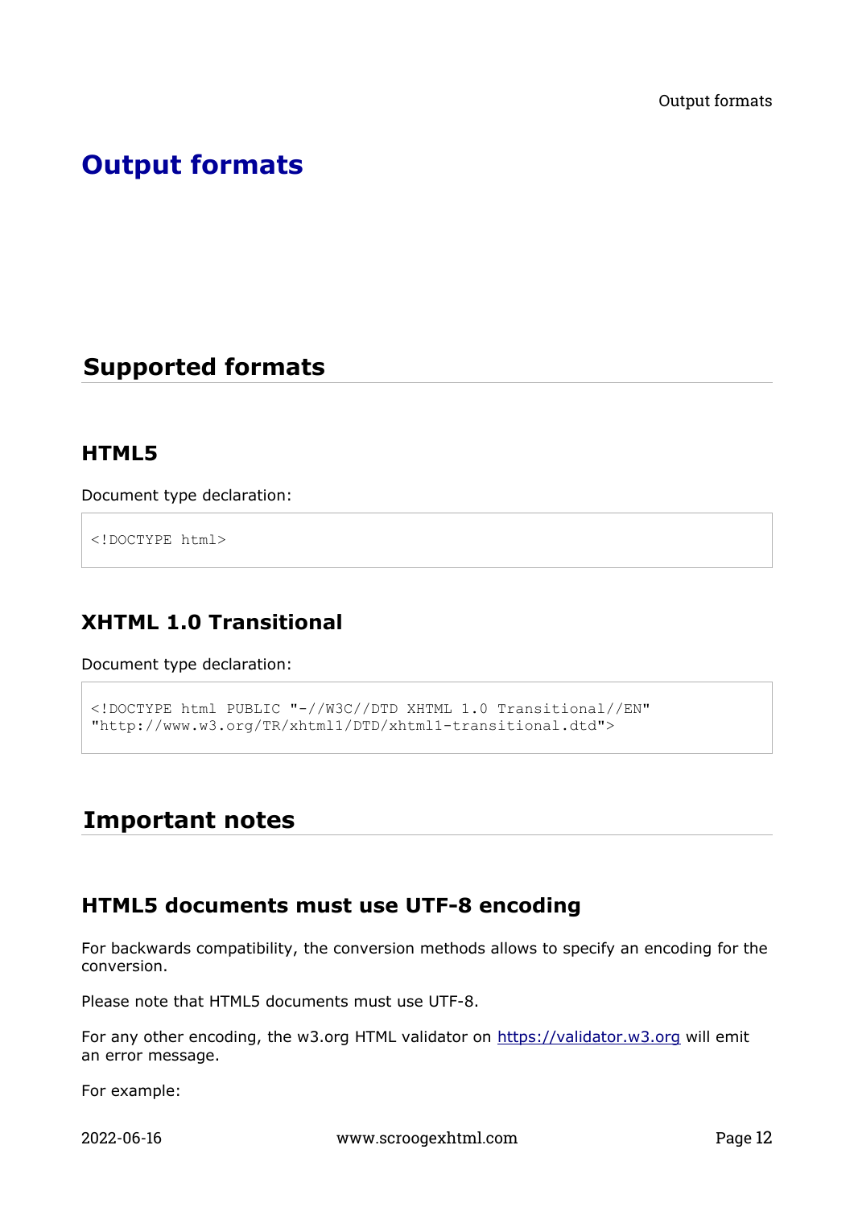# Output formats

## Supported formats

### HTML5

Document type declaration:

```
<!DOCTYPE html>
```

### XHTML 1.0 Transitional

Document type declaration:

```
<!DOCTYPE html PUBLIC "-//W3C//DTD XHTML 1.0 Transitional//EN"
"http://www.w3.org/TR/xhtml1/DTD/xhtml1-transitional.dtd">
```

## Important notes

### HTML5 documents must use UTF-8 encoding

For backwards compatibility, the conversion methods allows to specify an encoding for the conversion.

Please note that HTML5 documents must use UTF-8.

For any other encoding, the w3.org HTML validator on [https://validator.w3.org](https://validator.w3.org) will emit an error message.

For example: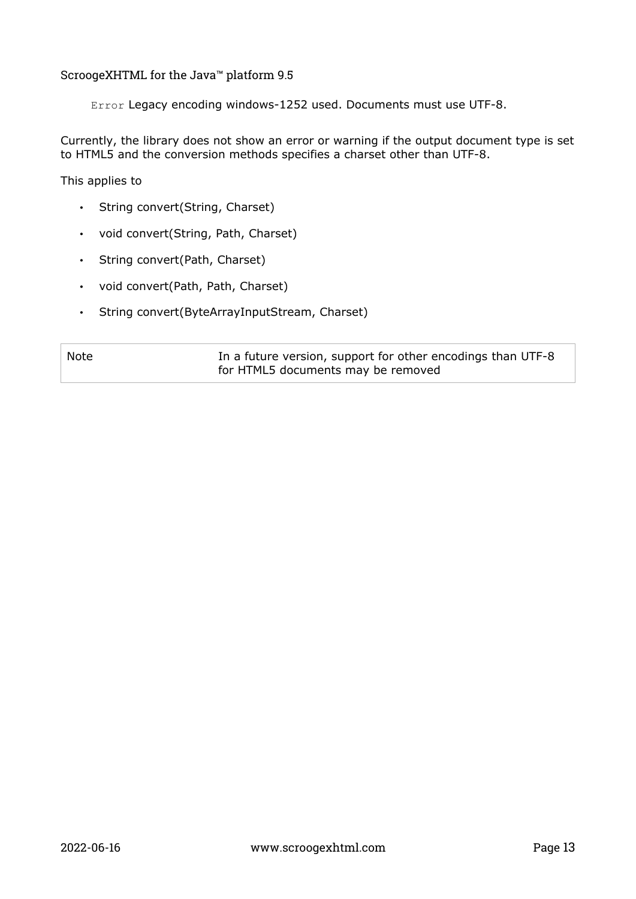`Error` Legacy encoding windows-1252 used. Documents must use UTF-8.

Currently, the library does not show an error or warning if the output document type is set to HTML5 and the conversion methods specifies a charset other than UTF-8.

This applies to

- String convert(String, Charset)
- void convert(String, Path, Charset)
- String convert(Path, Charset)
- void convert(Path, Path, Charset)
- String convert(ByteArrayInputStream, Charset)

| Note | In a future version, support for other encodings than UTF-8 for HTML5 documents may be removed |
|---|---|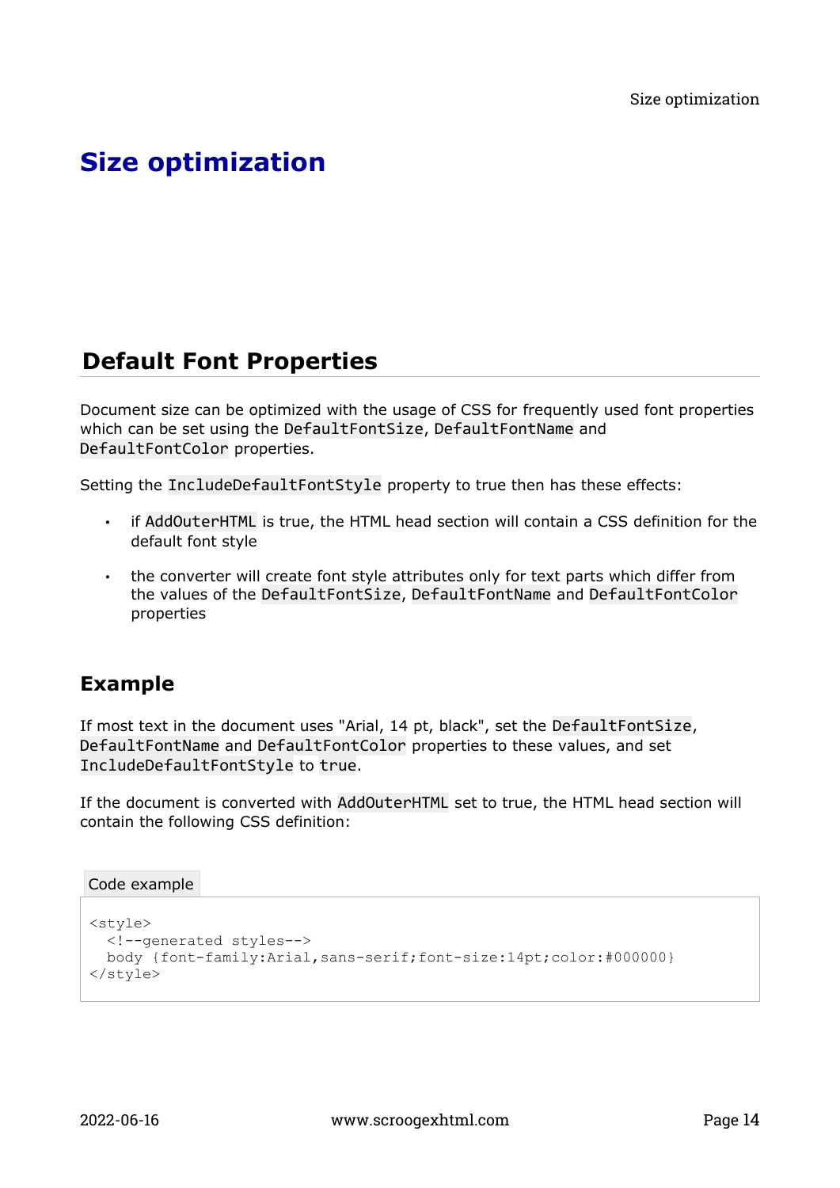# Size optimization

## Default Font Properties

Document size can be optimized with the usage of CSS for frequently used font properties which can be set using the `DefaultFontSize`, `DefaultFontName` and `DefaultFontColor` properties.

Setting the `IncludeDefaultFontStyle` property to true then has these effects:

- if `AddOuterHTML` is true, the HTML head section will contain a CSS definition for the default font style
- the converter will create font style attributes only for text parts which differ from the values of the `DefaultFontSize`, `DefaultFontName` and `DefaultFontColor` properties

### Example

If most text in the document uses "Arial, 14 pt, black", set the `DefaultFontSize`, `DefaultFontName` and `DefaultFontColor` properties to these values, and set `IncludeDefaultFontStyle` to `true`.

If the document is converted with `AddOuterHTML` set to true, the HTML head section will contain the following CSS definition:

Code example

```
<style>
  <!--generated styles-->
  body {font-family:Arial,sans-serif;font-size:14pt;color:#000000}
</style>
```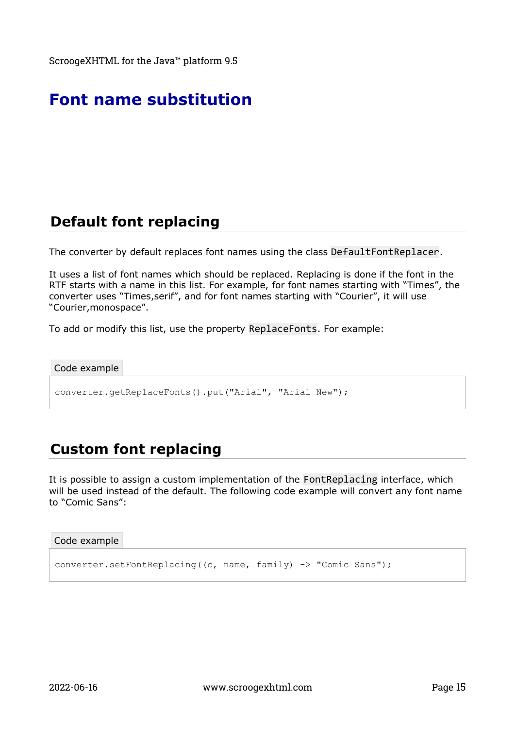# Font name substitution

## Default font replacing

The converter by default replaces font names using the class `DefaultFontReplacer`.

It uses a list of font names which should be replaced. Replacing is done if the font in the RTF starts with a name in this list. For example, for font names starting with “Times”, the converter uses “Times,serif”, and for font names starting with “Courier”, it will use “Courier,monospace”.

To add or modify this list, use the property `ReplaceFonts`. For example:

Code example

```
converter.getReplaceFonts().put("Arial", "Arial New");
```

## Custom font replacing

It is possible to assign a custom implementation of the `FontReplacing` interface, which will be used instead of the default. The following code example will convert any font name to “Comic Sans”:

Code example

```
converter.setFontReplacing((c, name, family) -> "Comic Sans");
```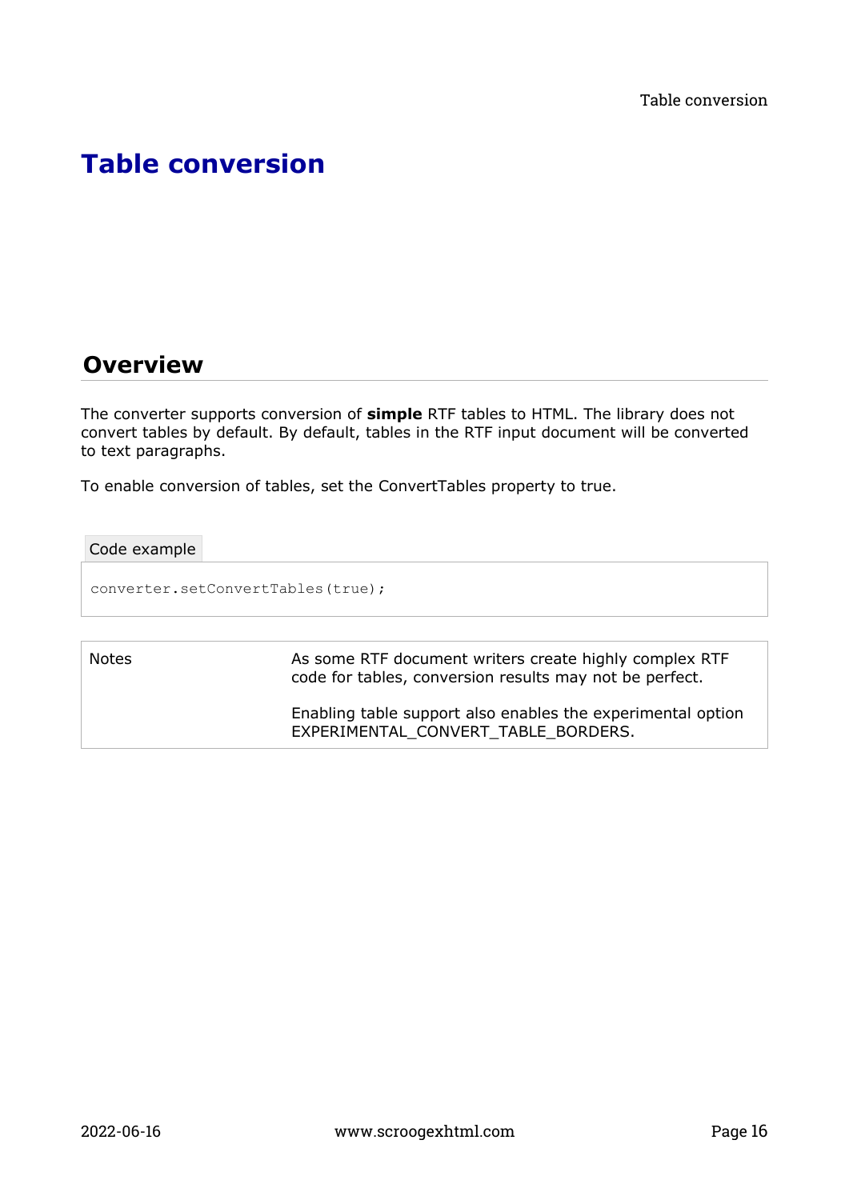# Table conversion

## Overview

The converter supports conversion of **simple** RTF tables to HTML. The library does not convert tables by default. By default, tables in the RTF input document will be converted to text paragraphs.

To enable conversion of tables, set the ConvertTables property to true.

Code example

```
converter.setConvertTables(true);
```

| Notes | As some RTF document writers create highly complex RTF code for tables, conversion results may not be perfect.<br><br>Enabling table support also enables the experimental option EXPERIMENTAL_CONVERT_TABLE_BORDERS. |
|---|---|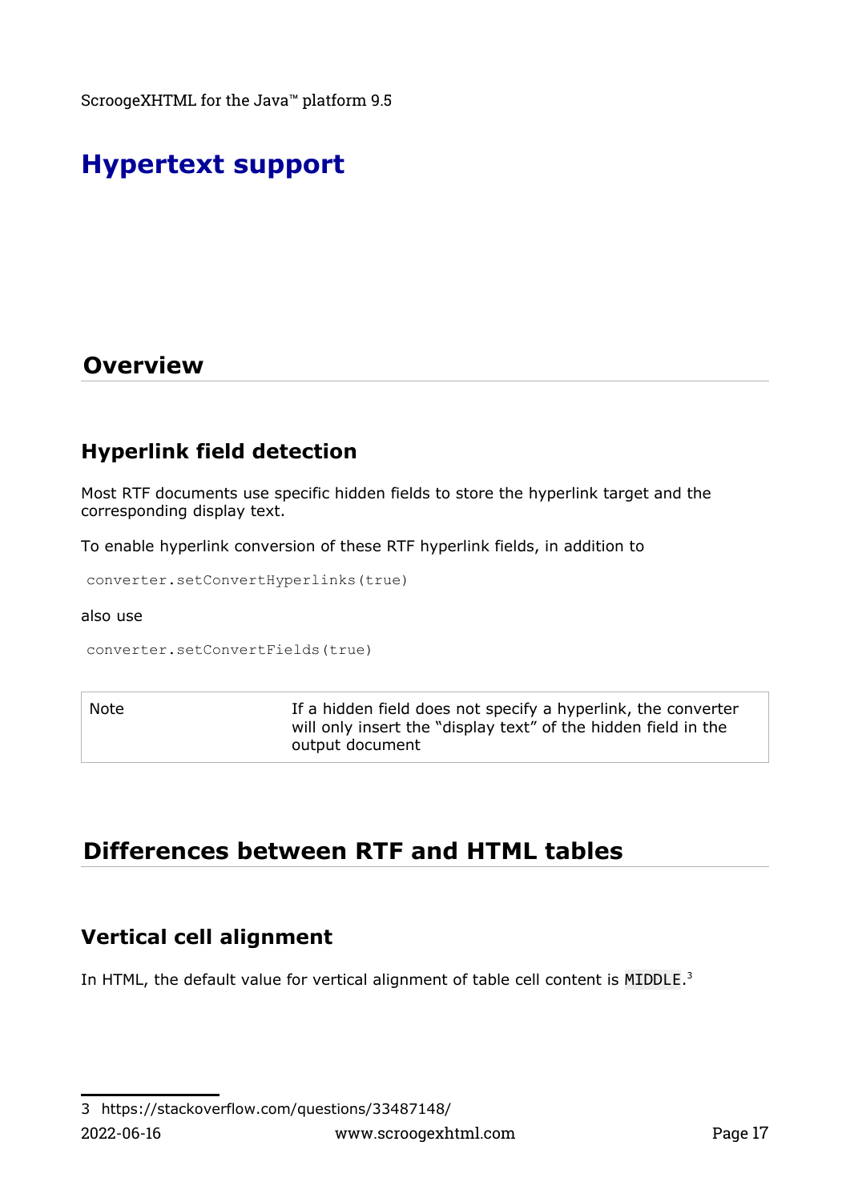# Hypertext support

## Overview

### Hyperlink field detection

Most RTF documents use specific hidden fields to store the hyperlink target and the corresponding display text.

To enable hyperlink conversion of these RTF hyperlink fields, in addition to

```
converter.setConvertHyperlinks(true)
```

also use

```
converter.setConvertFields(true)
```

| Note | If a hidden field does not specify a hyperlink, the converter will only insert the "display text" of the hidden field in the output document |
|---|---|

## Differences between RTF and HTML tables

### Vertical cell alignment

In HTML, the default value for vertical alignment of table cell content is `MIDDLE`.[3]

3 https://stackoverflow.com/questions/33487148/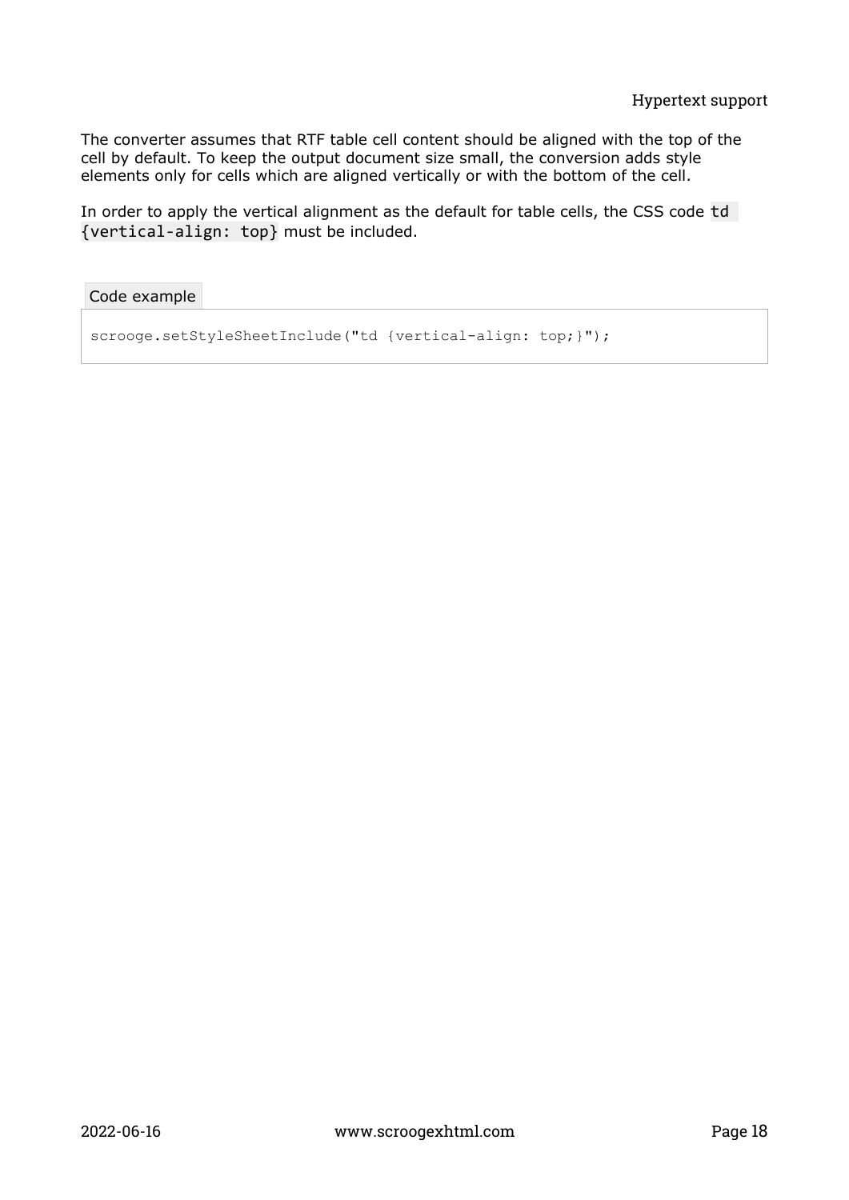The converter assumes that RTF table cell content should be aligned with the top of the cell by default. To keep the output document size small, the conversion adds style elements only for cells which are aligned vertically or with the bottom of the cell.

In order to apply the vertical alignment as the default for table cells, the CSS code `td {vertical-align: top}` must be included.

Code example

```
scrooge.setStyleSheetInclude("td {vertical-align: top;}");
```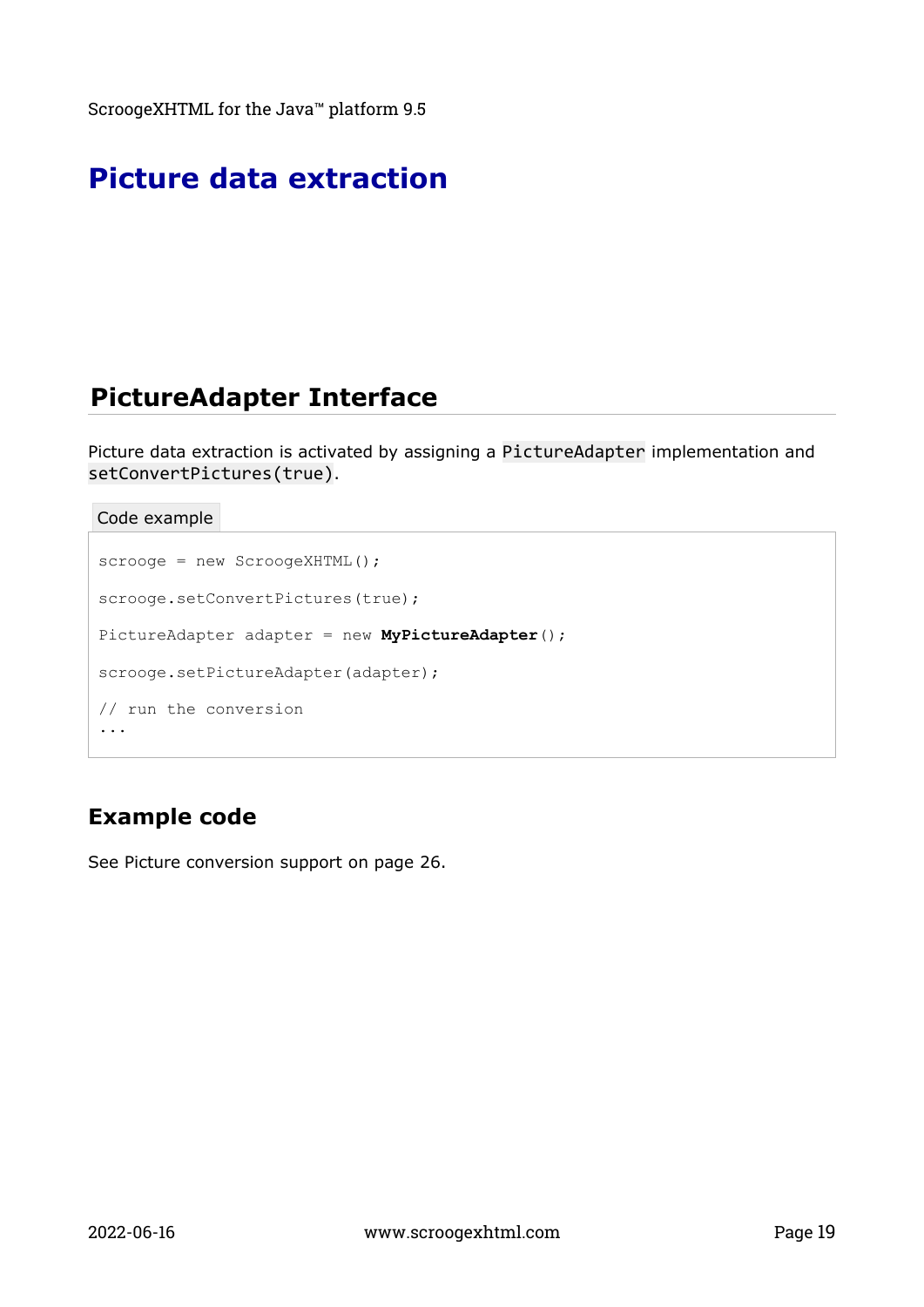# Picture data extraction

## PictureAdapter Interface

Picture data extraction is activated by assigning a `PictureAdapter` implementation and `setConvertPictures(true)`.

Code example

```
scrooge = new ScroogeXHTML();

scrooge.setConvertPictures(true);

PictureAdapter adapter = new MyPictureAdapter();

scrooge.setPictureAdapter(adapter);

// run the conversion
...
```

### Example code

See Picture conversion support on page 26.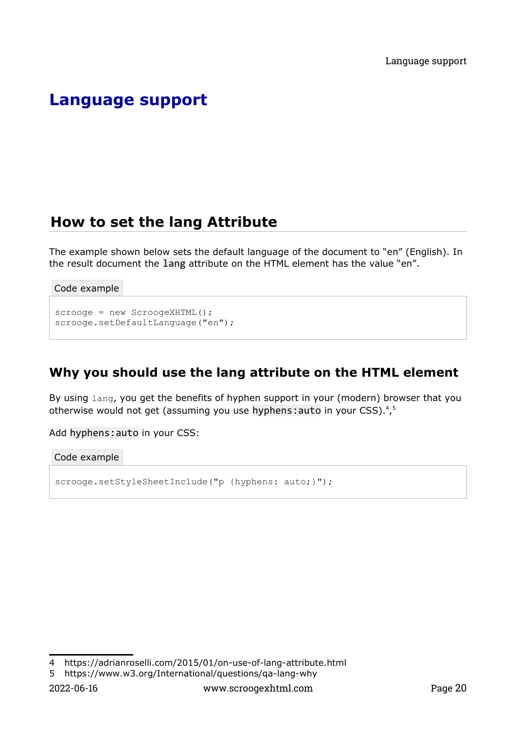# Language support

## How to set the lang Attribute

The example shown below sets the default language of the document to “en” (English). In the result document the `lang` attribute on the HTML element has the value “en”.

Code example

```
scrooge = new ScroogeXHTML();
scrooge.setDefaultLanguage("en");
```

## Why you should use the lang attribute on the HTML element

By using `lang`, you get the benefits of hyphen support in your (modern) browser that you otherwise would not get (assuming you use `hyphens:auto` in your CSS).[4],[5]

Add `hyphens:auto` in your CSS:

Code example

```
scrooge.setStyleSheetInclude("p {hyphens: auto;}");
```

4 https://adrianroselli.com/2015/01/on-use-of-lang-attribute.html
5 https://www.w3.org/International/questions/qa-lang-why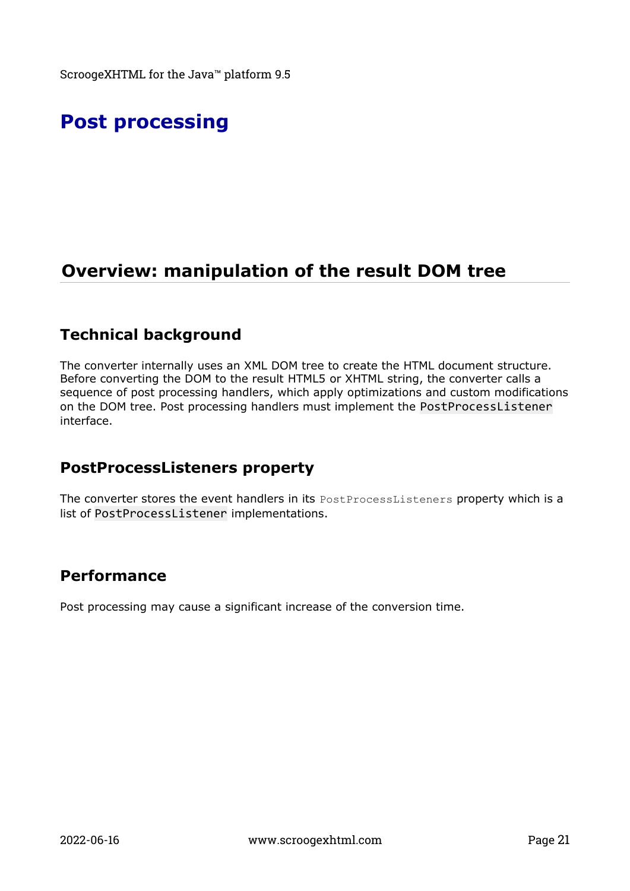# Post processing

## Overview: manipulation of the result DOM tree

### Technical background

The converter internally uses an XML DOM tree to create the HTML document structure. Before converting the DOM to the result HTML5 or XHTML string, the converter calls a sequence of post processing handlers, which apply optimizations and custom modifications on the DOM tree. Post processing handlers must implement the `PostProcessListener` interface.

### PostProcessListeners property

The converter stores the event handlers in its `PostProcessListeners` property which is a list of `PostProcessListener` implementations.

### Performance

Post processing may cause a significant increase of the conversion time.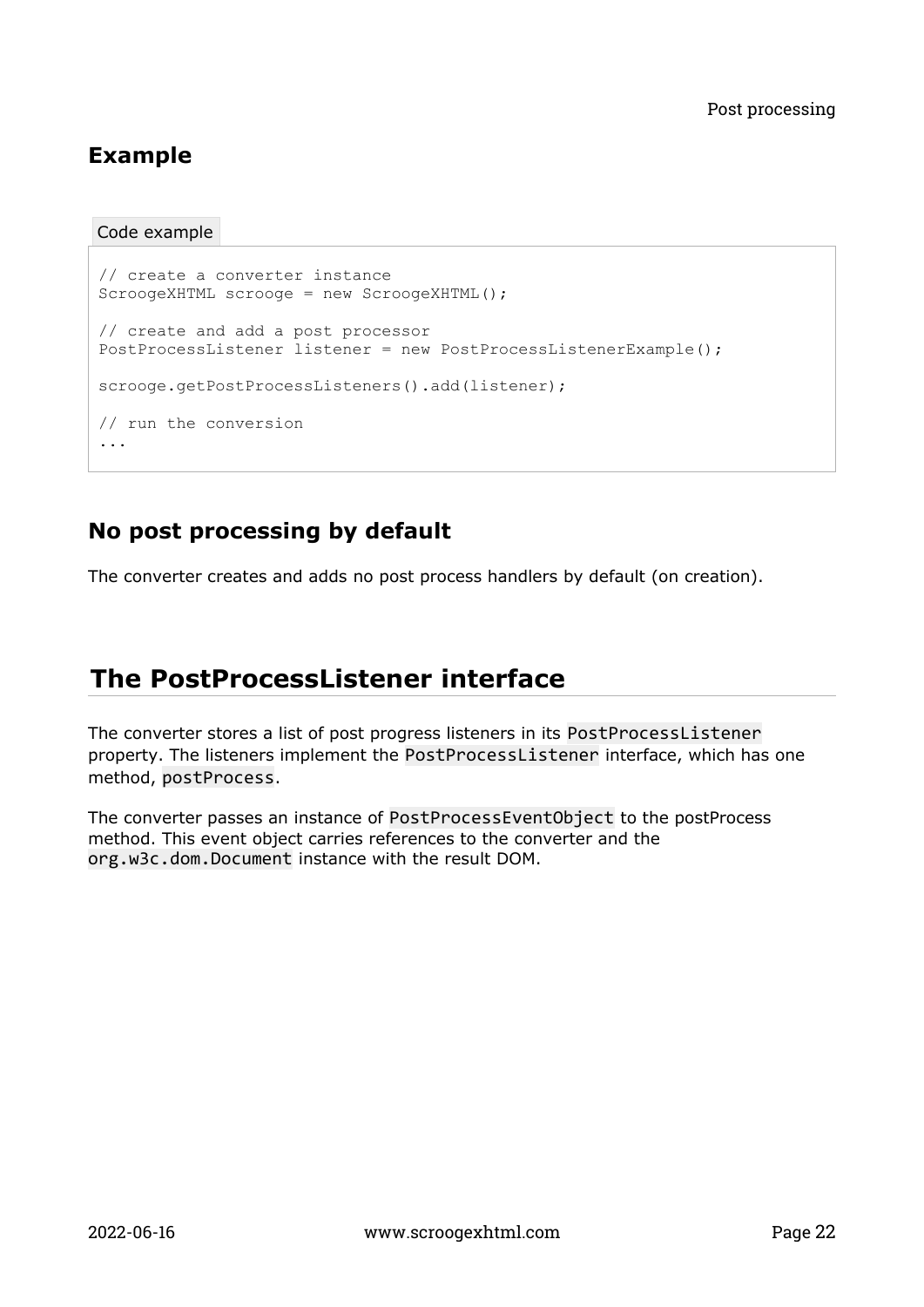## Example

Code example

```
// create a converter instance
ScroogeXHTML scrooge = new ScroogeXHTML();

// create and add a post processor
PostProcessListener listener = new PostProcessListenerExample();

scrooge.getPostProcessListeners().add(listener);

// run the conversion
...
```

## No post processing by default

The converter creates and adds no post process handlers by default (on creation).

# The PostProcessListener interface

The converter stores a list of post progress listeners in its `PostProcessListener` property. The listeners implement the `PostProcessListener` interface, which has one method, `postProcess`.

The converter passes an instance of `PostProcessEventObject` to the postProcess method. This event object carries references to the converter and the `org.w3c.dom.Document` instance with the result DOM.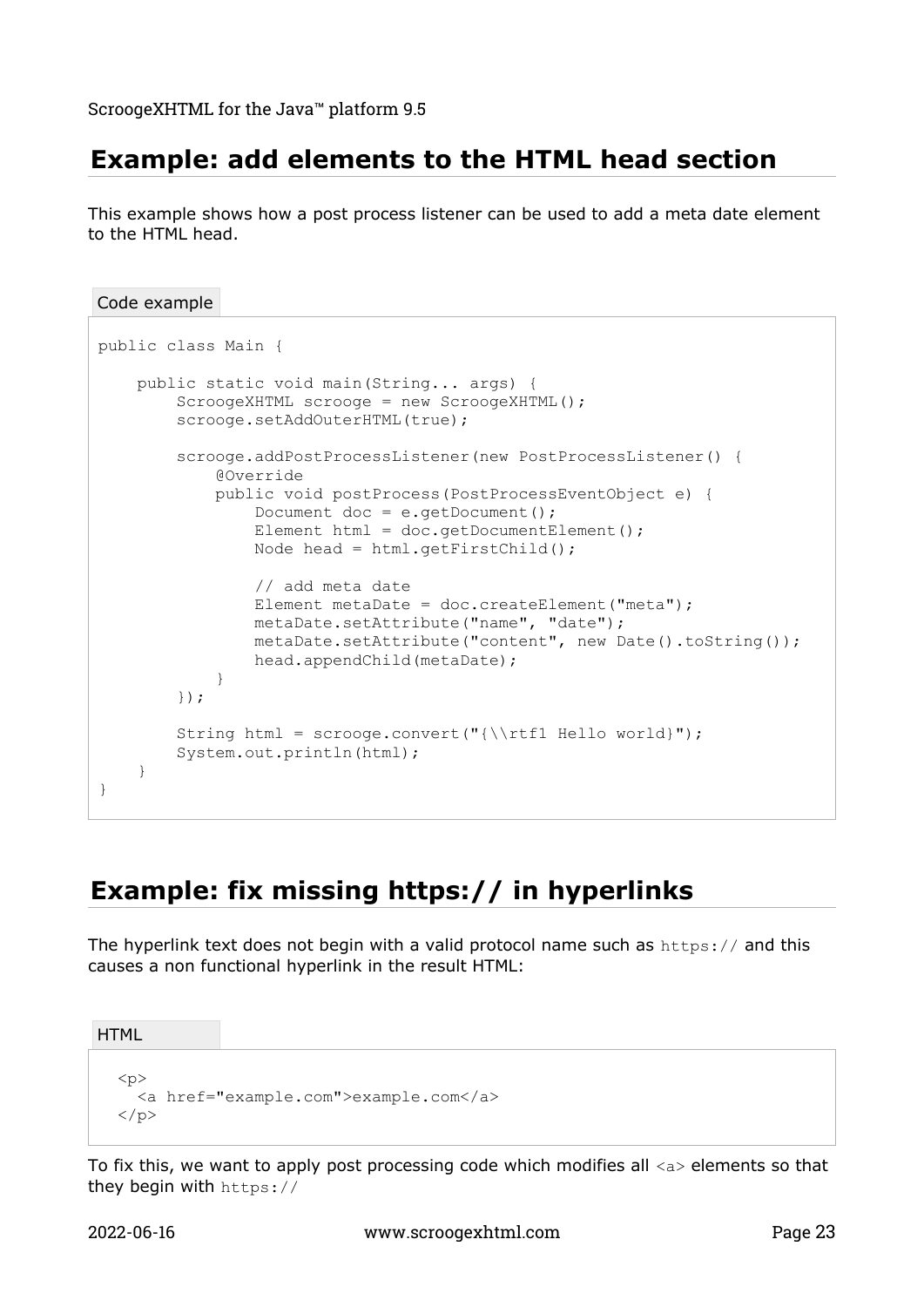## Example: add elements to the HTML head section

This example shows how a post process listener can be used to add a meta date element to the HTML head.

Code example

```
public class Main {

    public static void main(String... args) {
        ScroogeXHTML scrooge = new ScroogeXHTML();
        scrooge.setAddOuterHTML(true);

        scrooge.addPostProcessListener(new PostProcessListener() {
            @Override
            public void postProcess(PostProcessEventObject e) {
                Document doc = e.getDocument();
                Element html = doc.getDocumentElement();
                Node head = html.getFirstChild();

                // add meta date
                Element metaDate = doc.createElement("meta");
                metaDate.setAttribute("name", "date");
                metaDate.setAttribute("content", new Date().toString());
                head.appendChild(metaDate);
            }
        });

        String html = scrooge.convert("{\\rtf1 Hello world}");
        System.out.println(html);
    }
}
```

## Example: fix missing https:// in hyperlinks

The hyperlink text does not begin with a valid protocol name such as `https://` and this causes a non functional hyperlink in the result HTML:

HTML

```
<p>
  <a href="example.com">example.com</a>
</p>
```

To fix this, we want to apply post processing code which modifies all `<a>` elements so that they begin with `https://`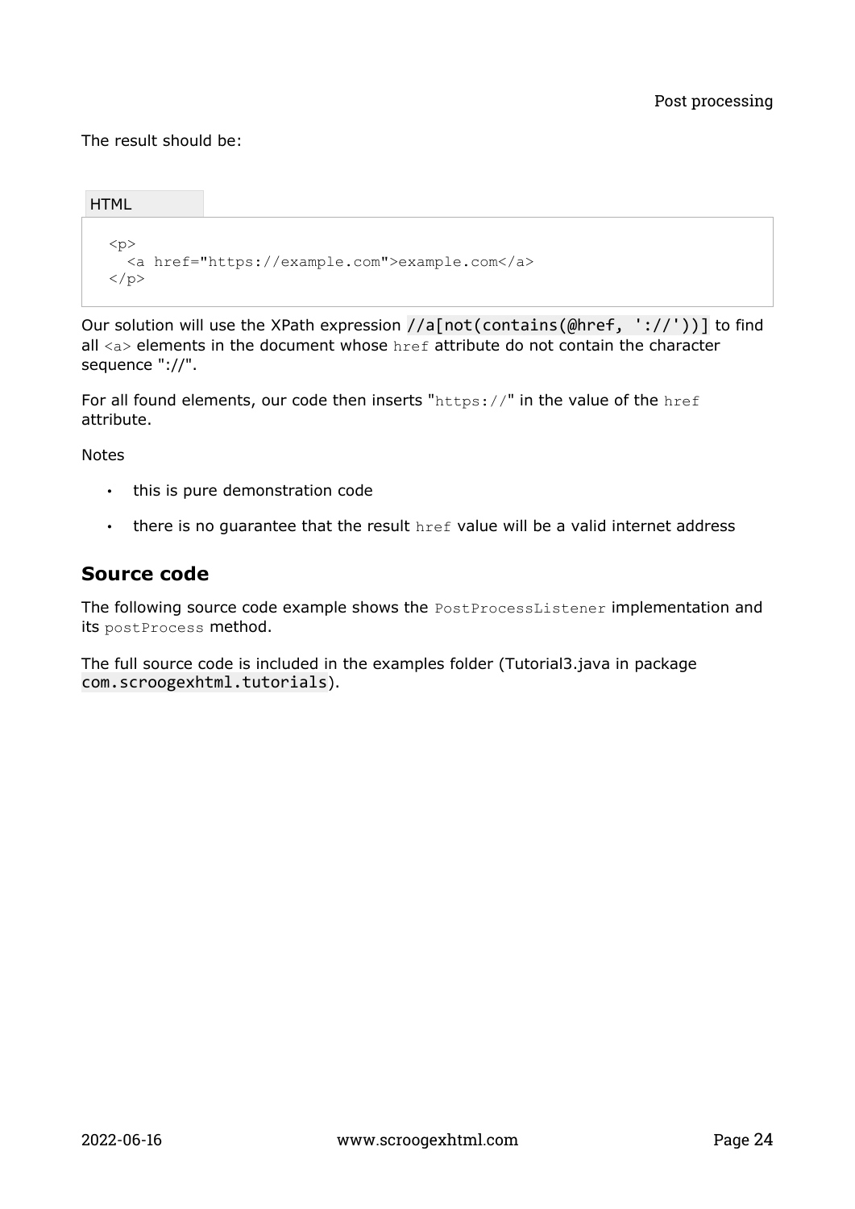The result should be:

HTML

```
<p>
  <a href="https://example.com">example.com</a>
</p>
```

Our solution will use the XPath expression `//a[not(contains(@href, '://'))]` to find all `<a>` elements in the document whose `href` attribute do not contain the character sequence "://".

For all found elements, our code then inserts "`https://`" in the value of the `href` attribute.

Notes

- this is pure demonstration code
- there is no guarantee that the result `href` value will be a valid internet address

## Source code

The following source code example shows the `PostProcessListener` implementation and its `postProcess` method.

The full source code is included in the examples folder (Tutorial3.java in package `com.scroogexhtml.tutorials`).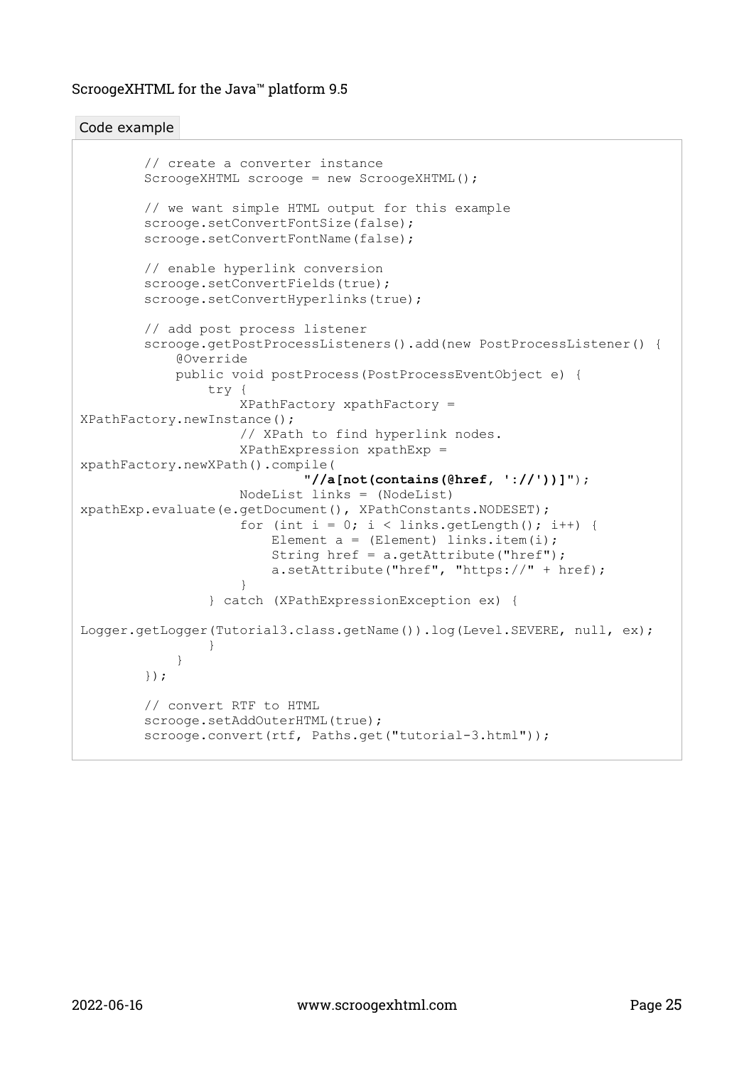Code example

```
        // create a converter instance
        ScroogeXHTML scrooge = new ScroogeXHTML();

        // we want simple HTML output for this example
        scrooge.setConvertFontSize(false);
        scrooge.setConvertFontName(false);

        // enable hyperlink conversion
        scrooge.setConvertFields(true);
        scrooge.setConvertHyperlinks(true);

        // add post process listener
        scrooge.getPostProcessListeners().add(new PostProcessListener() {
            @Override
            public void postProcess(PostProcessEventObject e) {
                try {
                    XPathFactory xpathFactory =
XPathFactory.newInstance();
                    // XPath to find hyperlink nodes.
                    XPathExpression xpathExp =
xpathFactory.newXPath().compile(
                            "//a[not(contains(@href, '://'))]");
                    NodeList links = (NodeList)
xpathExp.evaluate(e.getDocument(), XPathConstants.NODESET);
                    for (int i = 0; i < links.getLength(); i++) {
                        Element a = (Element) links.item(i);
                        String href = a.getAttribute("href");
                        a.setAttribute("href", "https://" + href);
                    }
                } catch (XPathExpressionException ex) {
Logger.getLogger(Tutorial3.class.getName()).log(Level.SEVERE, null, ex);
                }
            }
        });

        // convert RTF to HTML
        scrooge.setAddOuterHTML(true);
        scrooge.convert(rtf, Paths.get("tutorial-3.html"));
```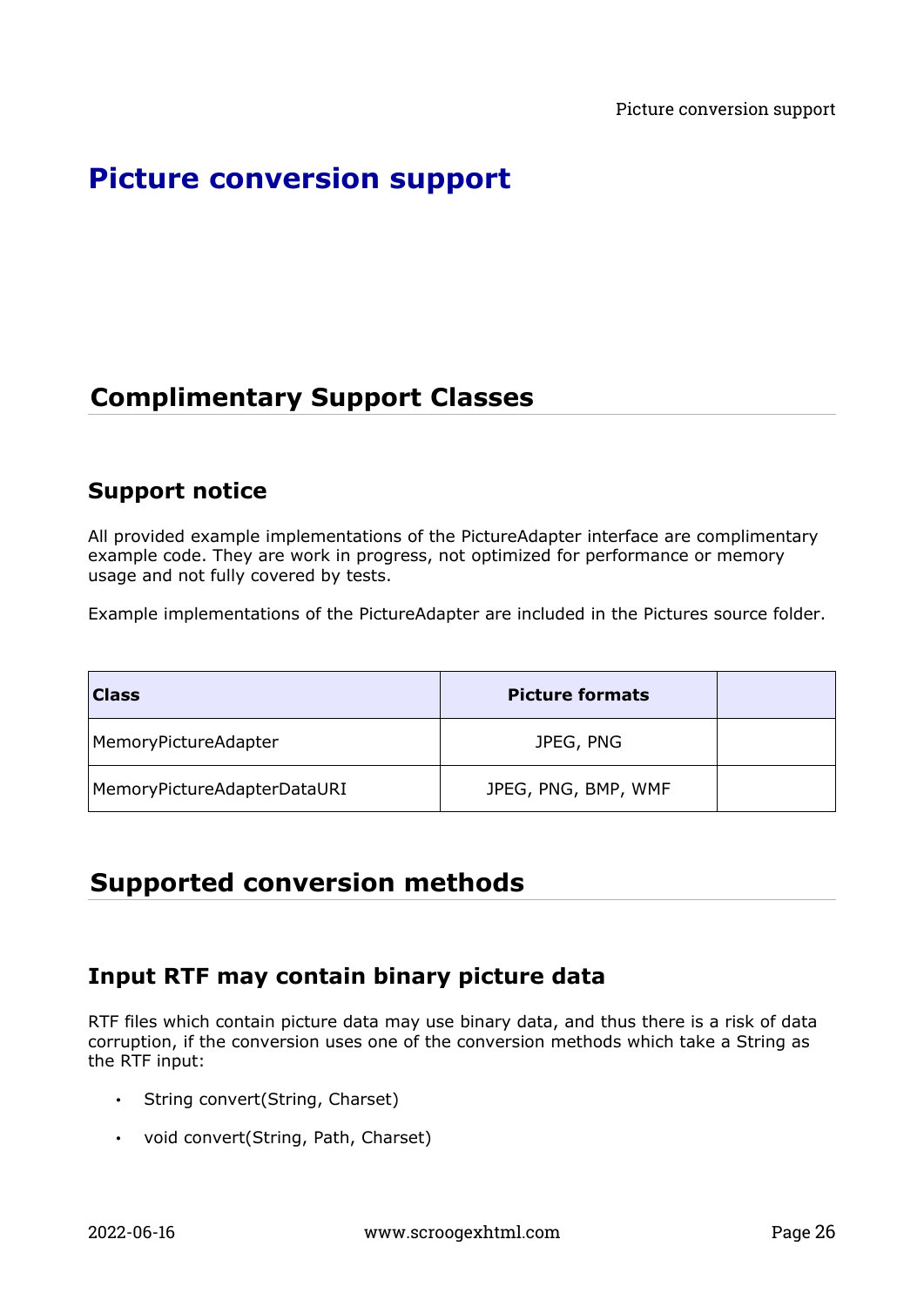# Picture conversion support

## Complimentary Support Classes

### Support notice

All provided example implementations of the PictureAdapter interface are complimentary example code. They are work in progress, not optimized for performance or memory usage and not fully covered by tests.

Example implementations of the PictureAdapter are included in the Pictures source folder.

| Class | Picture formats | |
|---|---|---|
| MemoryPictureAdapter | JPEG, PNG | |
| MemoryPictureAdapterDataURI | JPEG, PNG, BMP, WMF | |

## Supported conversion methods

### Input RTF may contain binary picture data

RTF files which contain picture data may use binary data, and thus there is a risk of data corruption, if the conversion uses one of the conversion methods which take a String as the RTF input:

- String convert(String, Charset)
- void convert(String, Path, Charset)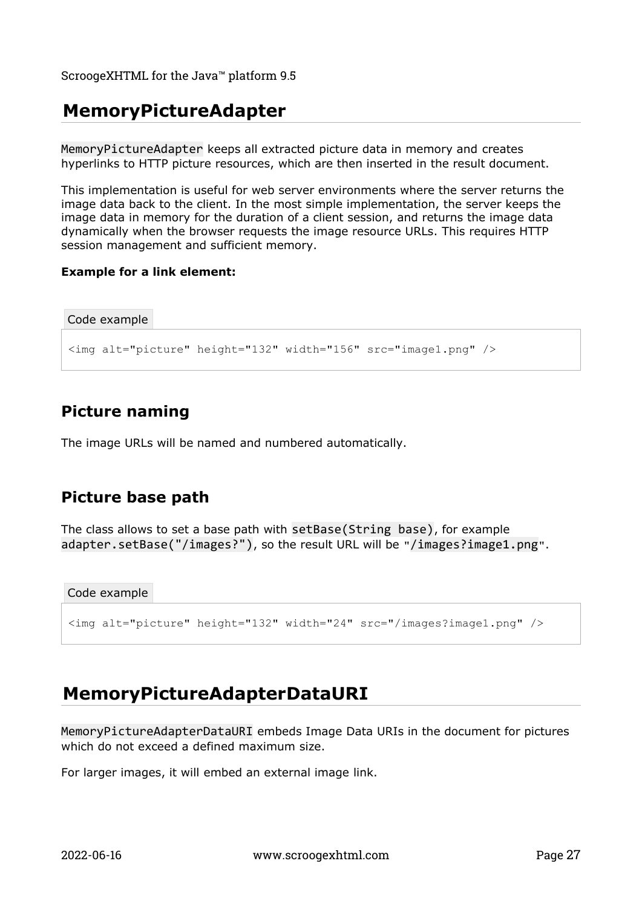## MemoryPictureAdapter

`MemoryPictureAdapter` keeps all extracted picture data in memory and creates hyperlinks to HTTP picture resources, which are then inserted in the result document.

This implementation is useful for web server environments where the server returns the image data back to the client. In the most simple implementation, the server keeps the image data in memory for the duration of a client session, and returns the image data dynamically when the browser requests the image resource URLs. This requires HTTP session management and sufficient memory.

**Example for a link element:**

Code example

```
<img alt="picture" height="132" width="156" src="image1.png" />
```

### Picture naming

The image URLs will be named and numbered automatically.

### Picture base path

The class allows to set a base path with `setBase(String base)`, for example `adapter.setBase("/images?")`, so the result URL will be "`/images?image1.png`".

Code example

```
<img alt="picture" height="132" width="24" src="/images?image1.png" />
```

## MemoryPictureAdapterDataURI

`MemoryPictureAdapterDataURI` embeds Image Data URIs in the document for pictures which do not exceed a defined maximum size.

For larger images, it will embed an external image link.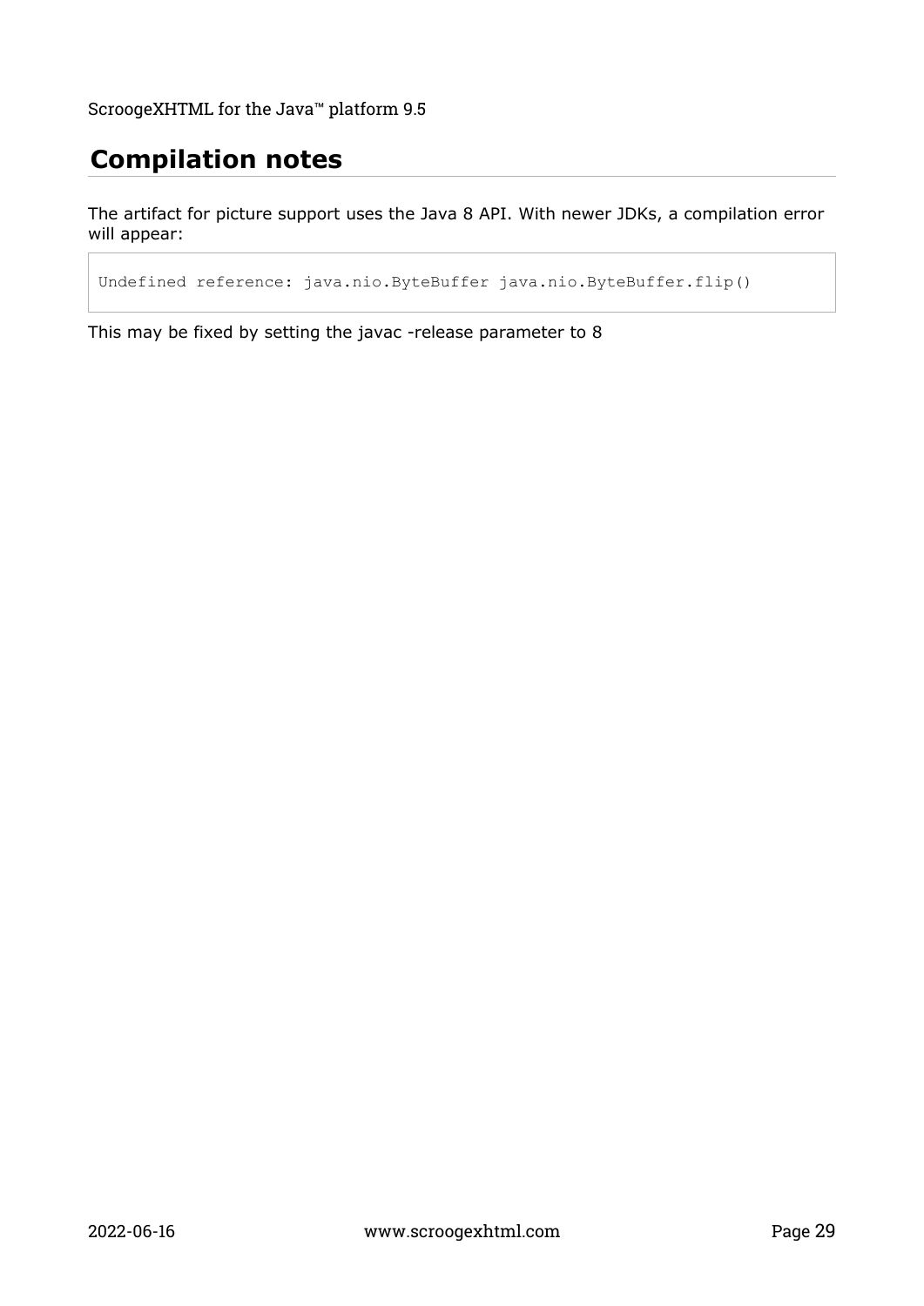## Compilation notes

The artifact for picture support uses the Java 8 API. With newer JDKs, a compilation error will appear:

```
Undefined reference: java.nio.ByteBuffer java.nio.ByteBuffer.flip()
```

This may be fixed by setting the javac -release parameter to 8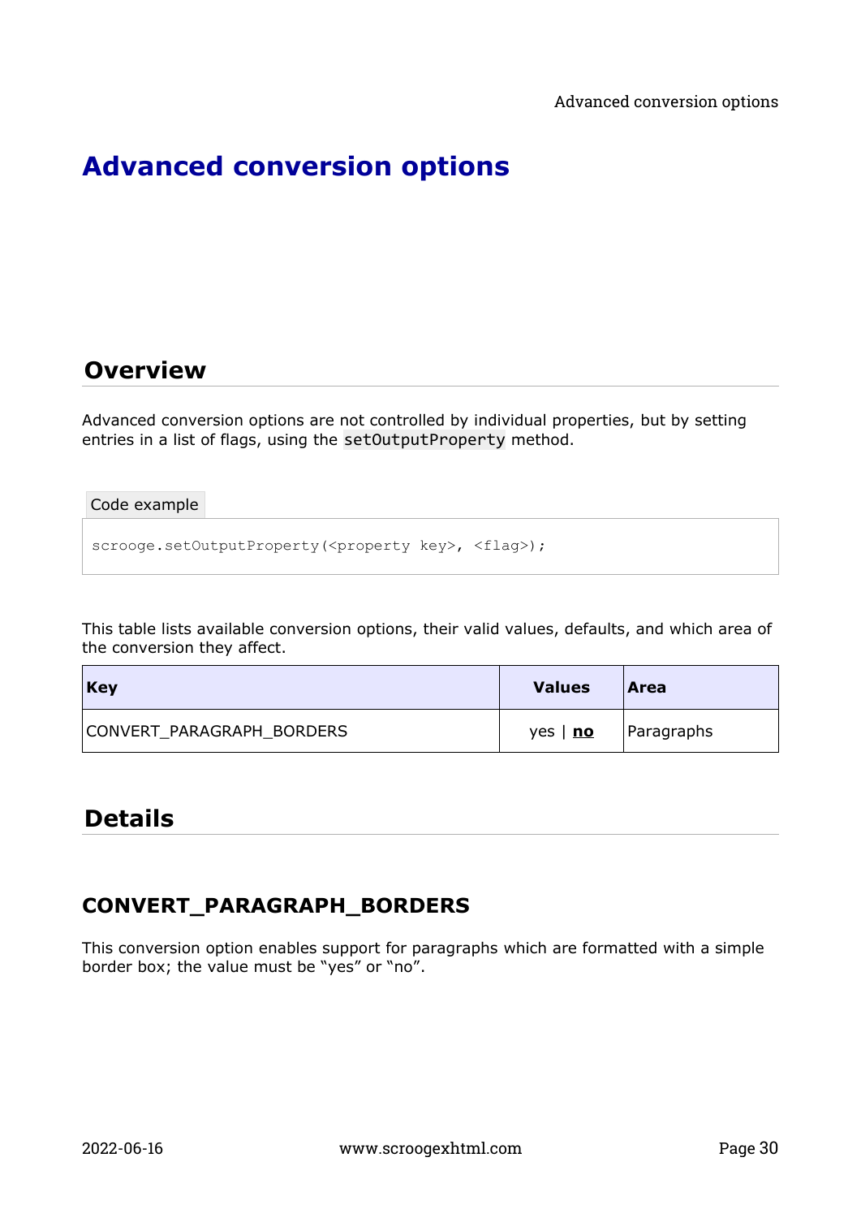# Advanced conversion options

## Overview

Advanced conversion options are not controlled by individual properties, but by setting entries in a list of flags, using the `setOutputProperty` method.

Code example

```
scrooge.setOutputProperty(<property key>, <flag>);
```

This table lists available conversion options, their valid values, defaults, and which area of the conversion they affect.

| Key | Values | Area |
|---|---|---|
| CONVERT_PARAGRAPH_BORDERS | yes \| **no** | Paragraphs |

## Details

### CONVERT_PARAGRAPH_BORDERS

This conversion option enables support for paragraphs which are formatted with a simple border box; the value must be “yes” or “no”.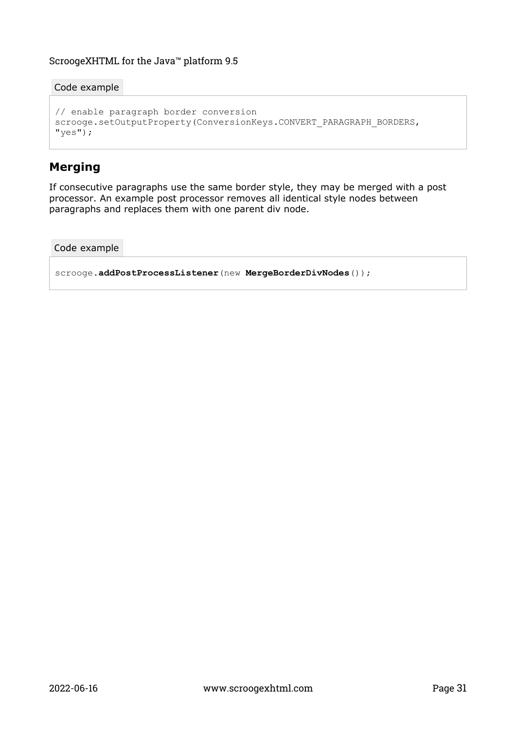Code example

```
// enable paragraph border conversion
scrooge.setOutputProperty(ConversionKeys.CONVERT_PARAGRAPH_BORDERS,
"yes");
```

## Merging

If consecutive paragraphs use the same border style, they may be merged with a post processor. An example post processor removes all identical style nodes between paragraphs and replaces them with one parent div node.

Code example

```
scrooge.addPostProcessListener(new MergeBorderDivNodes());
```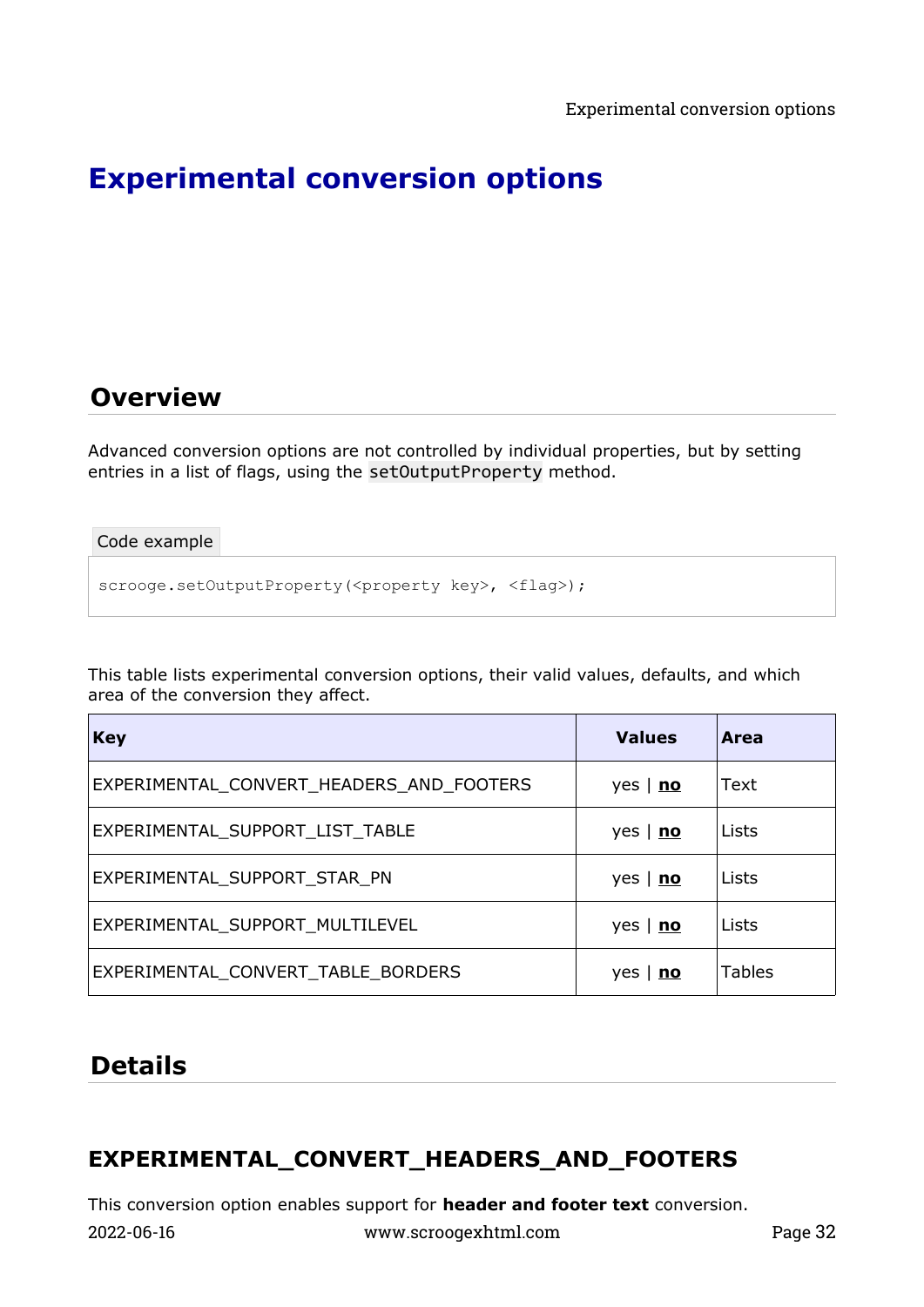# Experimental conversion options

## Overview

Advanced conversion options are not controlled by individual properties, but by setting entries in a list of flags, using the `setOutputProperty` method.

Code example

```
scrooge.setOutputProperty(<property key>, <flag>);
```

This table lists experimental conversion options, their valid values, defaults, and which area of the conversion they affect.

| Key | Values | Area |
|---|---|---|
| EXPERIMENTAL_CONVERT_HEADERS_AND_FOOTERS | yes \| **no** | Text |
| EXPERIMENTAL_SUPPORT_LIST_TABLE | yes \| **no** | Lists |
| EXPERIMENTAL_SUPPORT_STAR_PN | yes \| **no** | Lists |
| EXPERIMENTAL_SUPPORT_MULTILEVEL | yes \| **no** | Lists |
| EXPERIMENTAL_CONVERT_TABLE_BORDERS | yes \| **no** | Tables |

## Details

### EXPERIMENTAL_CONVERT_HEADERS_AND_FOOTERS

This conversion option enables support for **header and footer text** conversion.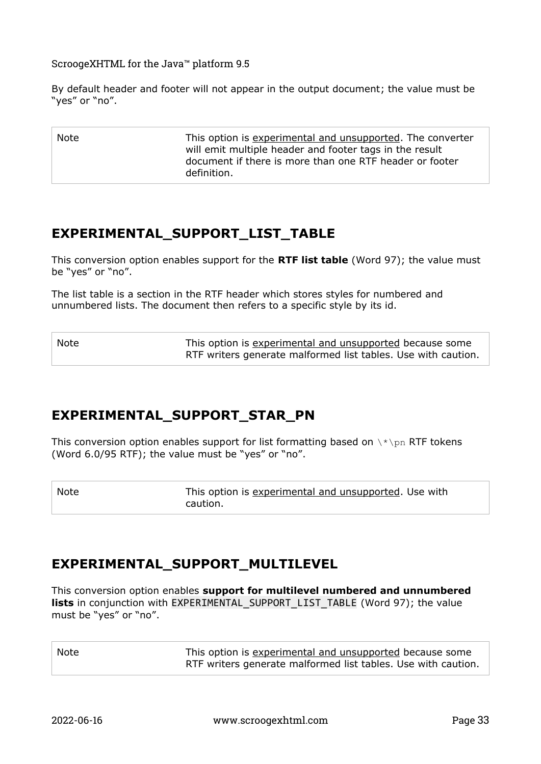By default header and footer will not appear in the output document; the value must be "yes" or "no".

| Note | This option is <u>experimental and unsupported</u>. The converter will emit multiple header and footer tags in the result document if there is more than one RTF header or footer definition. |
|---|---|

## EXPERIMENTAL_SUPPORT_LIST_TABLE

This conversion option enables support for the **RTF list table** (Word 97); the value must be "yes" or "no".

The list table is a section in the RTF header which stores styles for numbered and unnumbered lists. The document then refers to a specific style by its id.

| Note | This option is <u>experimental and unsupported</u> because some RTF writers generate malformed list tables. Use with caution. |
|---|---|

## EXPERIMENTAL_SUPPORT_STAR_PN

This conversion option enables support for list formatting based on `\*\pn` RTF tokens (Word 6.0/95 RTF); the value must be "yes" or "no".

| Note | This option is <u>experimental and unsupported</u>. Use with caution. |
|---|---|

## EXPERIMENTAL_SUPPORT_MULTILEVEL

This conversion option enables **support for multilevel numbered and unnumbered lists** in conjunction with `EXPERIMENTAL_SUPPORT_LIST_TABLE` (Word 97); the value must be "yes" or "no".

| Note | This option is <u>experimental and unsupported</u> because some RTF writers generate malformed list tables. Use with caution. |
|---|---|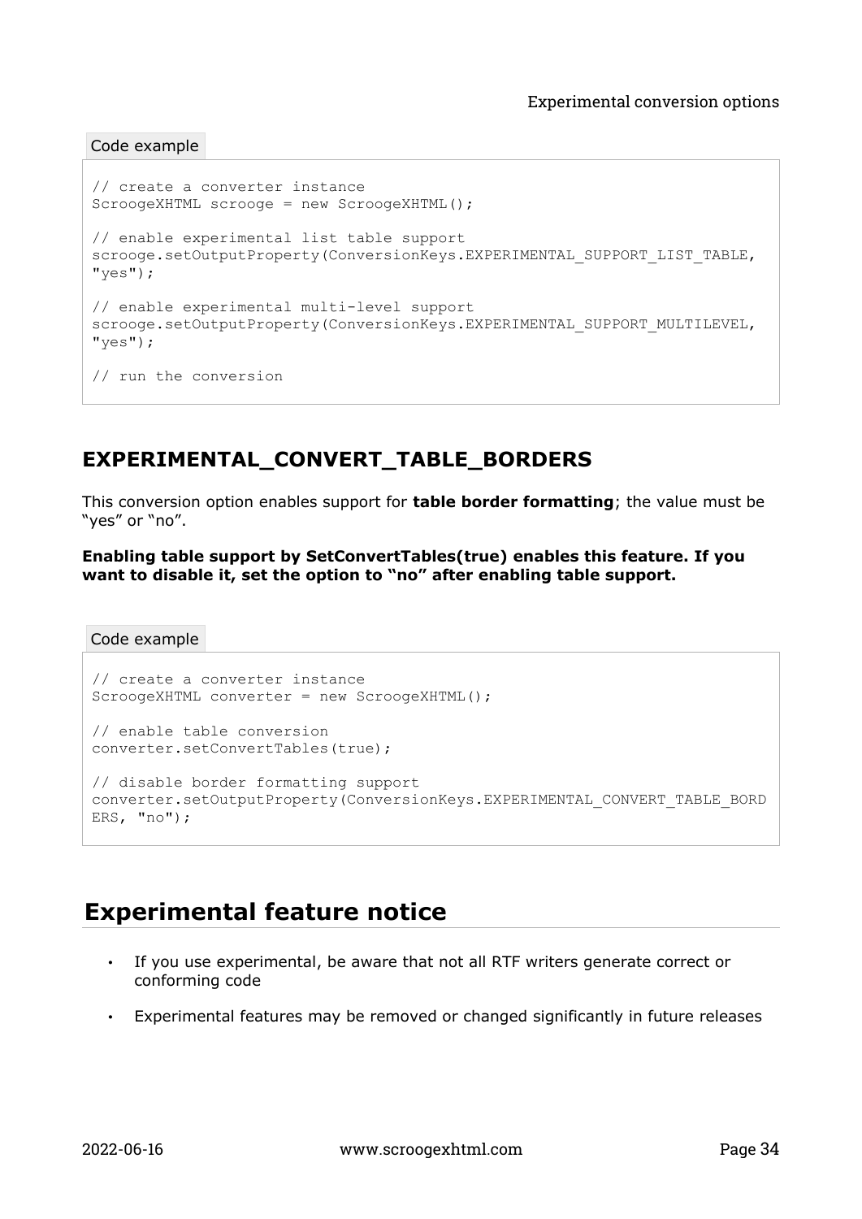Code example

```
// create a converter instance
ScroogeXHTML scrooge = new ScroogeXHTML();

// enable experimental list table support
scrooge.setOutputProperty(ConversionKeys.EXPERIMENTAL_SUPPORT_LIST_TABLE,
"yes");

// enable experimental multi-level support
scrooge.setOutputProperty(ConversionKeys.EXPERIMENTAL_SUPPORT_MULTILEVEL,
"yes");

// run the conversion
```

## EXPERIMENTAL_CONVERT_TABLE_BORDERS

This conversion option enables support for **table border formatting**; the value must be "yes" or "no".

**Enabling table support by SetConvertTables(true) enables this feature. If you want to disable it, set the option to "no" after enabling table support.**

Code example

```
// create a converter instance
ScroogeXHTML converter = new ScroogeXHTML();

// enable table conversion
converter.setConvertTables(true);

// disable border formatting support
converter.setOutputProperty(ConversionKeys.EXPERIMENTAL_CONVERT_TABLE_BORD
ERS, "no");
```

# Experimental feature notice

- If you use experimental, be aware that not all RTF writers generate correct or conforming code
- Experimental features may be removed or changed significantly in future releases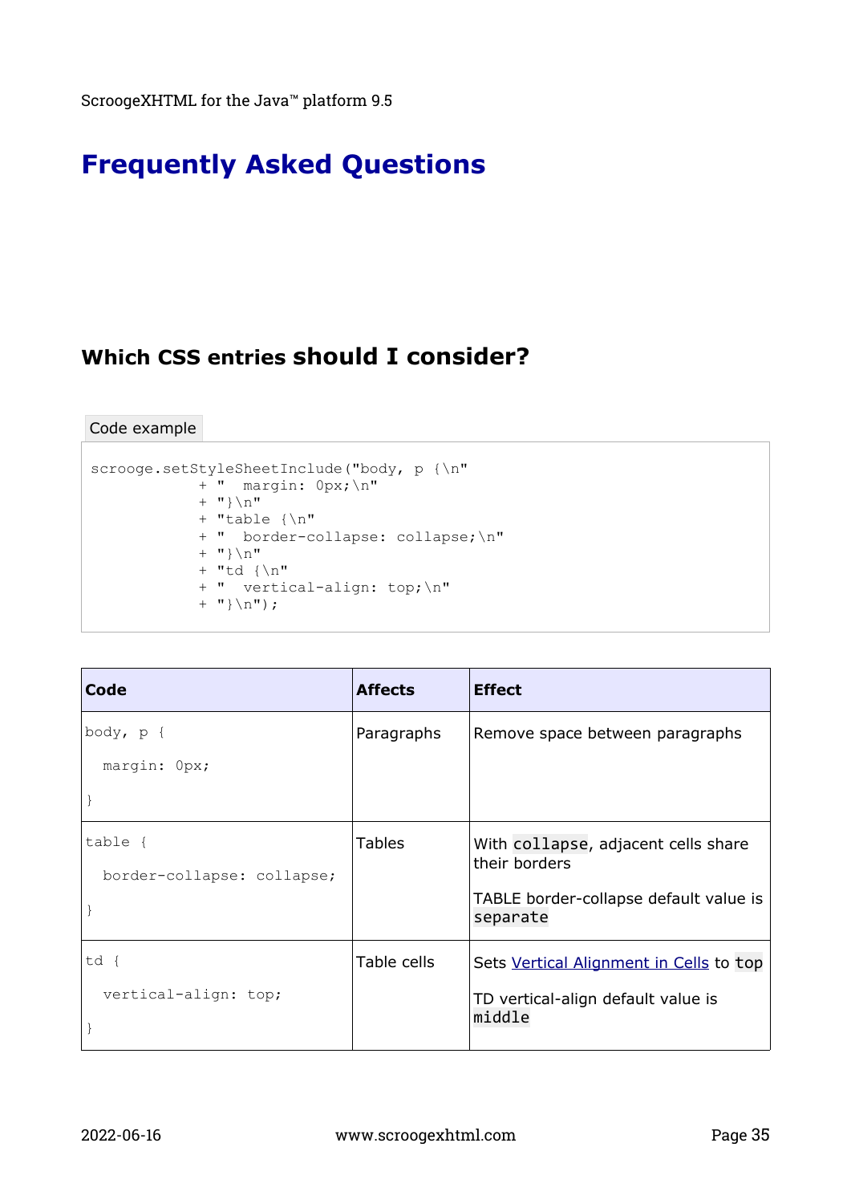# Frequently Asked Questions

## Which CSS entries should I consider?

Code example

```
scrooge.setStyleSheetInclude("body, p {\n"
            + "  margin: 0px;\n"
            + "}\n"
            + "table {\n"
            + "  border-collapse: collapse;\n"
            + "}\n"
            + "td {\n"
            + "  vertical-align: top;\n"
            + "}\n");
```

| Code | Affects | Effect |
|---|---|---|
| `body, p {`<br>`  margin: 0px;`<br>`}` | Paragraphs | Remove space between paragraphs |
| `table {`<br>`  border-collapse: collapse;`<br>`}` | Tables | With `collapse`, adjacent cells share their borders<br><br>TABLE border-collapse default value is `separate` |
| `td {`<br>`  vertical-align: top;`<br>`}` | Table cells | Sets Vertical Alignment in Cells to `top`<br><br>TD vertical-align default value is `middle` |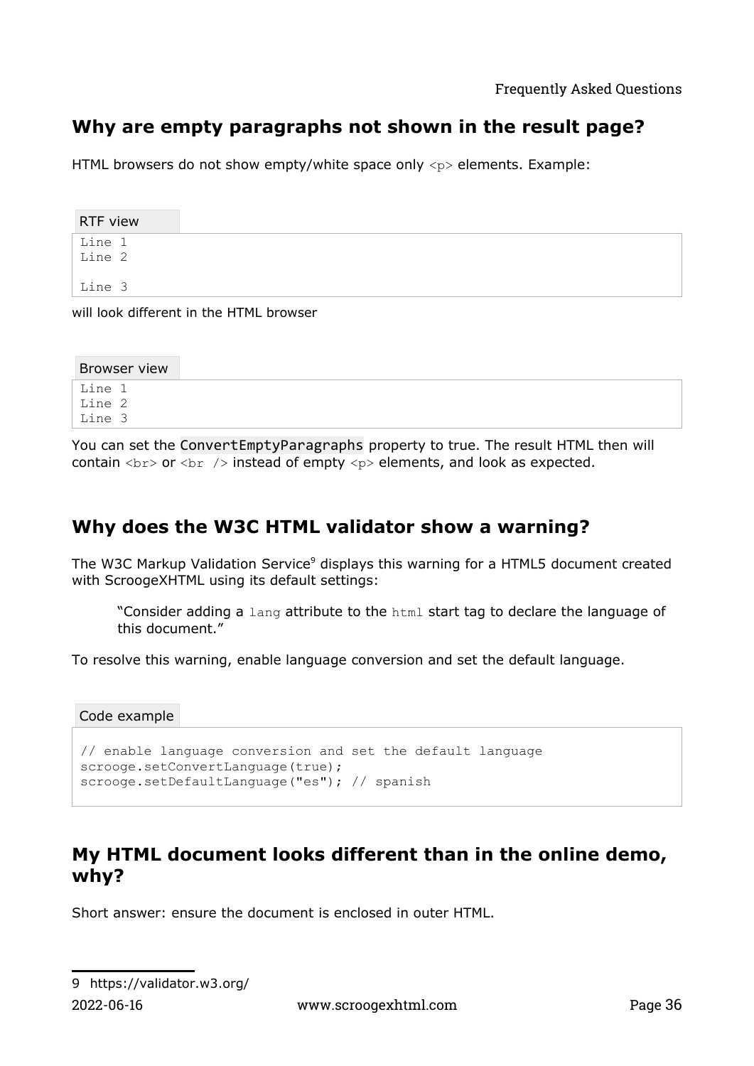## Why are empty paragraphs not shown in the result page?

HTML browsers do not show empty/white space only `<p>` elements. Example:

RTF view

```
Line 1
Line 2

Line 3
```

will look different in the HTML browser

Browser view

```
Line 1
Line 2
Line 3
```

You can set the `ConvertEmptyParagraphs` property to true. The result HTML then will contain `<br>` or `<br />` instead of empty `<p>` elements, and look as expected.

## Why does the W3C HTML validator show a warning?

The W3C Markup Validation Service[9] displays this warning for a HTML5 document created with ScroogeXHTML using its default settings:

> “Consider adding a `lang` attribute to the `html` start tag to declare the language of this document.”

To resolve this warning, enable language conversion and set the default language.

Code example

```
// enable language conversion and set the default language
scrooge.setConvertLanguage(true);
scrooge.setDefaultLanguage("es"); // spanish
```

## My HTML document looks different than in the online demo, why?

Short answer: ensure the document is enclosed in outer HTML.

9 https://validator.w3.org/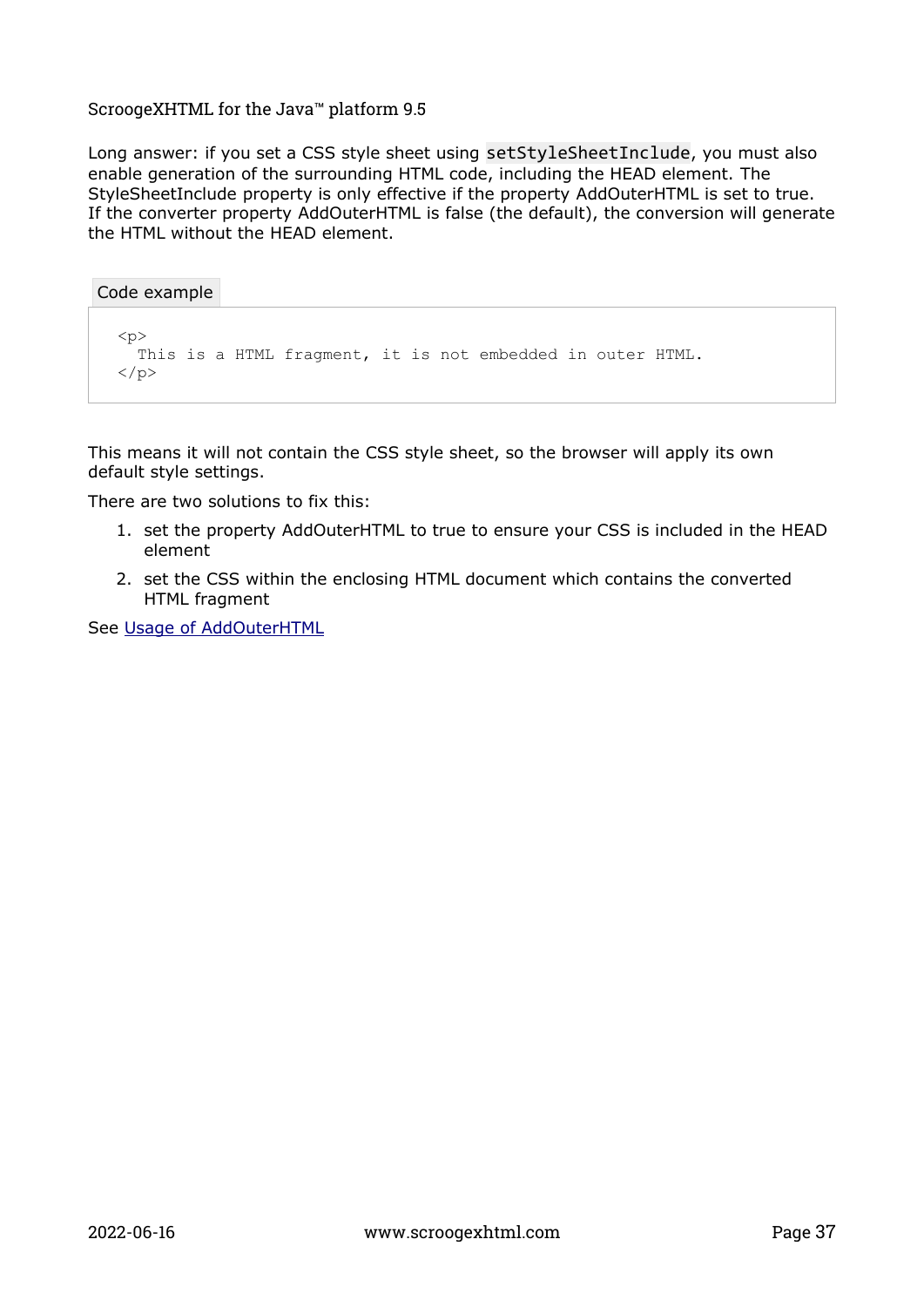Long answer: if you set a CSS style sheet using `setStyleSheetInclude`, you must also enable generation of the surrounding HTML code, including the HEAD element. The StyleSheetInclude property is only effective if the property AddOuterHTML is set to true. If the converter property AddOuterHTML is false (the default), the conversion will generate the HTML without the HEAD element.

Code example

```
<p>
  This is a HTML fragment, it is not embedded in outer HTML.
</p>
```

This means it will not contain the CSS style sheet, so the browser will apply its own default style settings.

There are two solutions to fix this:

1. set the property AddOuterHTML to true to ensure your CSS is included in the HEAD element
2. set the CSS within the enclosing HTML document which contains the converted HTML fragment

See Usage of AddOuterHTML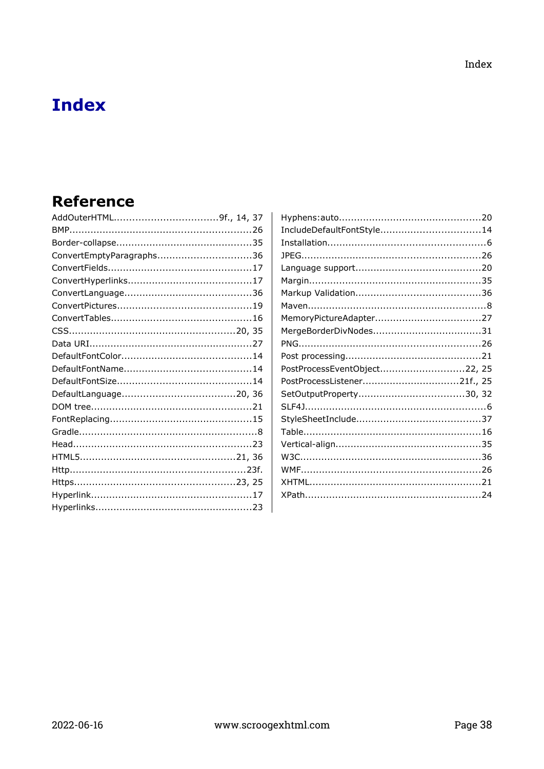# Index

## Reference

AddOuterHTML..................................9f., 14, 37
BMP............................................................26
Border-collapse............................................35
ConvertEmptyParagraphs..............................36
ConvertFields...............................................17
ConvertHyperlinks.........................................17
ConvertLanguage..........................................36
ConvertPictures............................................19
ConvertTables..............................................16
CSS......................................................20, 35
Data URI.....................................................27
DefaultFontColor...........................................14
DefaultFontName..........................................14
DefaultFontSize............................................14
DefaultLanguage.....................................20, 36
DOM tree.....................................................21
FontReplacing...............................................15
Gradle..........................................................8
Head...........................................................23
HTML5...................................................21, 36
Http..........................................................23f.
Https....................................................23, 25
Hyperlink.....................................................17
Hyperlinks....................................................23
Hyphens:auto...............................................20
IncludeDefaultFontStyle.................................14
Installation....................................................6
JPEG...........................................................26
Language support.........................................20
Margin.........................................................35
Markup Validation.........................................36
Maven...........................................................8
MemoryPictureAdapter...................................27
MergeBorderDivNodes...................................31
PNG............................................................26
Post processing............................................21
PostProcessEventObject............................22, 25
PostProcessListener...............................21f., 25
SetOutputProperty...................................30, 32
SLF4J............................................................6
StyleSheetInclude.........................................37
Table..........................................................16
Vertical-align...............................................35
W3C...........................................................36
WMF...........................................................26
XHTML........................................................21
XPath..........................................................24